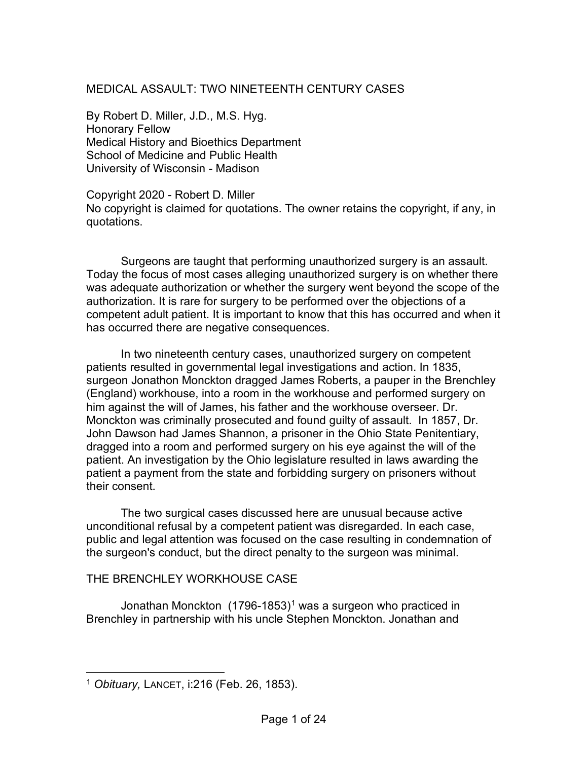# MEDICAL ASSAULT: TWO NINETEENTH CENTURY CASES

By Robert D. Miller, J.D., M.S. Hyg.
Honorary Fellow
Medical History and Bioethics Department
School of Medicine and Public Health
University of Wisconsin - Madison

Copyright 2020 - Robert D. Miller
No copyright is claimed for quotations. The owner retains the copyright, if any, in quotations.

Surgeons are taught that performing unauthorized surgery is an assault. Today the focus of most cases alleging unauthorized surgery is on whether there was adequate authorization or whether the surgery went beyond the scope of the authorization. It is rare for surgery to be performed over the objections of a competent adult patient. It is important to know that this has occurred and when it has occurred there are negative consequences.

In two nineteenth century cases, unauthorized surgery on competent patients resulted in governmental legal investigations and action. In 1835, surgeon Jonathon Monckton dragged James Roberts, a pauper in the Brenchley (England) workhouse, into a room in the workhouse and performed surgery on him against the will of James, his father and the workhouse overseer. Dr. Monckton was criminally prosecuted and found guilty of assault. In 1857, Dr. John Dawson had James Shannon, a prisoner in the Ohio State Penitentiary, dragged into a room and performed surgery on his eye against the will of the patient. An investigation by the Ohio legislature resulted in laws awarding the patient a payment from the state and forbidding surgery on prisoners without their consent.

The two surgical cases discussed here are unusual because active unconditional refusal by a competent patient was disregarded. In each case, public and legal attention was focused on the case resulting in condemnation of the surgeon's conduct, but the direct penalty to the surgeon was minimal.

## THE BRENCHLEY WORKHOUSE CASE

Jonathan Monckton (1796-1853)[1] was a surgeon who practiced in Brenchley in partnership with his uncle Stephen Monckton. Jonathan and

---

[1] *Obituary,* LANCET, i:216 (Feb. 26, 1853).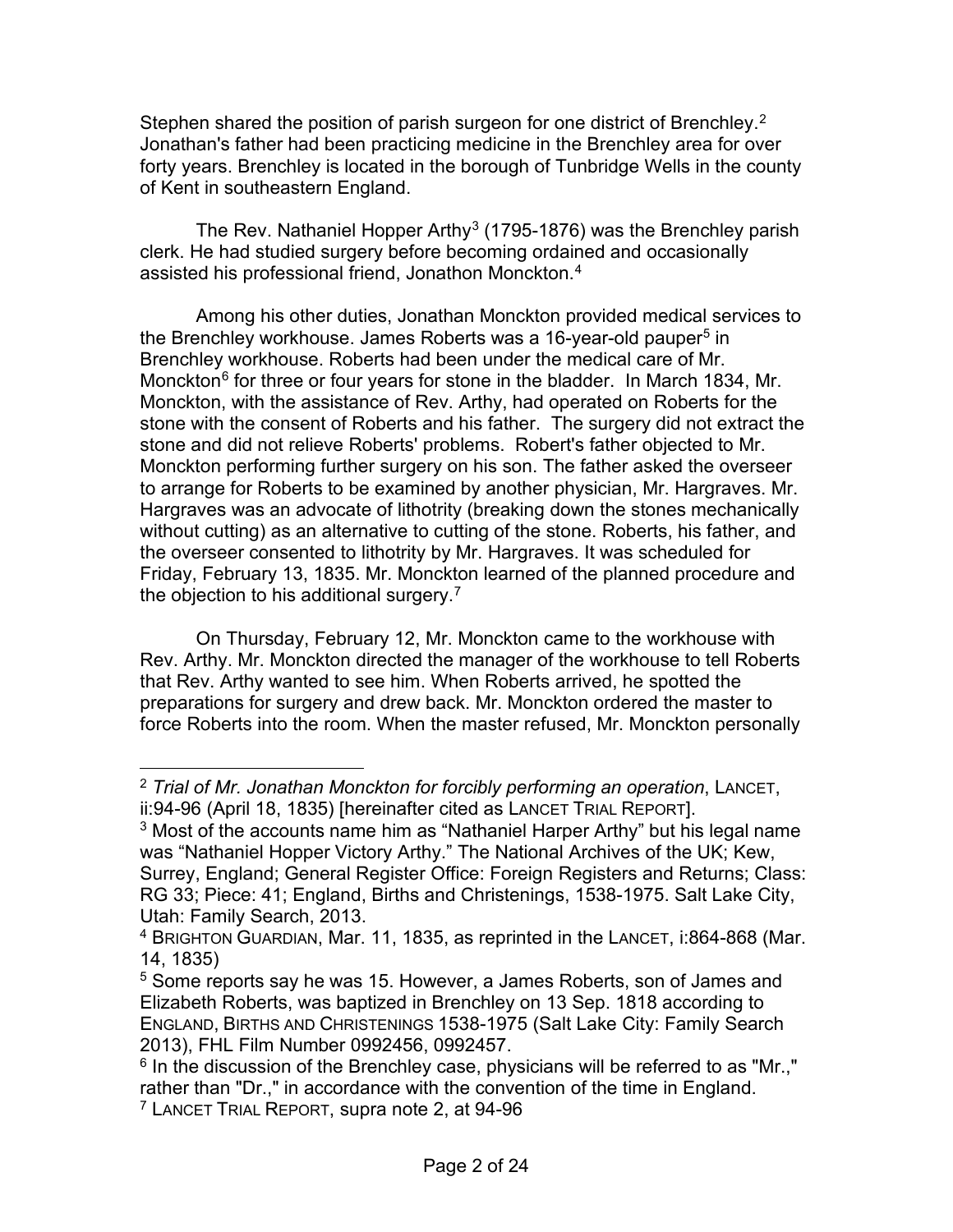Stephen shared the position of parish surgeon for one district of Brenchley.[2] Jonathan's father had been practicing medicine in the Brenchley area for over forty years. Brenchley is located in the borough of Tunbridge Wells in the county of Kent in southeastern England.

The Rev. Nathaniel Hopper Arthy[3] (1795-1876) was the Brenchley parish clerk. He had studied surgery before becoming ordained and occasionally assisted his professional friend, Jonathon Monckton.[4]

Among his other duties, Jonathan Monckton provided medical services to the Brenchley workhouse. James Roberts was a 16-year-old pauper[5] in Brenchley workhouse. Roberts had been under the medical care of Mr. Monckton[6] for three or four years for stone in the bladder. In March 1834, Mr. Monckton, with the assistance of Rev. Arthy, had operated on Roberts for the stone with the consent of Roberts and his father. The surgery did not extract the stone and did not relieve Roberts' problems. Robert's father objected to Mr. Monckton performing further surgery on his son. The father asked the overseer to arrange for Roberts to be examined by another physician, Mr. Hargraves. Mr. Hargraves was an advocate of lithotrity (breaking down the stones mechanically without cutting) as an alternative to cutting of the stone. Roberts, his father, and the overseer consented to lithotrity by Mr. Hargraves. It was scheduled for Friday, February 13, 1835. Mr. Monckton learned of the planned procedure and the objection to his additional surgery.[7]

On Thursday, February 12, Mr. Monckton came to the workhouse with Rev. Arthy. Mr. Monckton directed the manager of the workhouse to tell Roberts that Rev. Arthy wanted to see him. When Roberts arrived, he spotted the preparations for surgery and drew back. Mr. Monckton ordered the master to force Roberts into the room. When the master refused, Mr. Monckton personally

---

[2] *Trial of Mr. Jonathan Monckton for forcibly performing an operation*, LANCET, ii:94-96 (April 18, 1835) [hereinafter cited as LANCET TRIAL REPORT].

[3] Most of the accounts name him as "Nathaniel Harper Arthy" but his legal name was "Nathaniel Hopper Victory Arthy." The National Archives of the UK; Kew, Surrey, England; General Register Office: Foreign Registers and Returns; Class: RG 33; Piece: 41; England, Births and Christenings, 1538-1975. Salt Lake City, Utah: Family Search, 2013.

[4] BRIGHTON GUARDIAN, Mar. 11, 1835, as reprinted in the LANCET, i:864-868 (Mar. 14, 1835)

[5] Some reports say he was 15. However, a James Roberts, son of James and Elizabeth Roberts, was baptized in Brenchley on 13 Sep. 1818 according to ENGLAND, BIRTHS AND CHRISTENINGS 1538-1975 (Salt Lake City: Family Search 2013), FHL Film Number 0992456, 0992457.

[6] In the discussion of the Brenchley case, physicians will be referred to as "Mr.," rather than "Dr.," in accordance with the convention of the time in England.

[7] LANCET TRIAL REPORT, supra note 2, at 94-96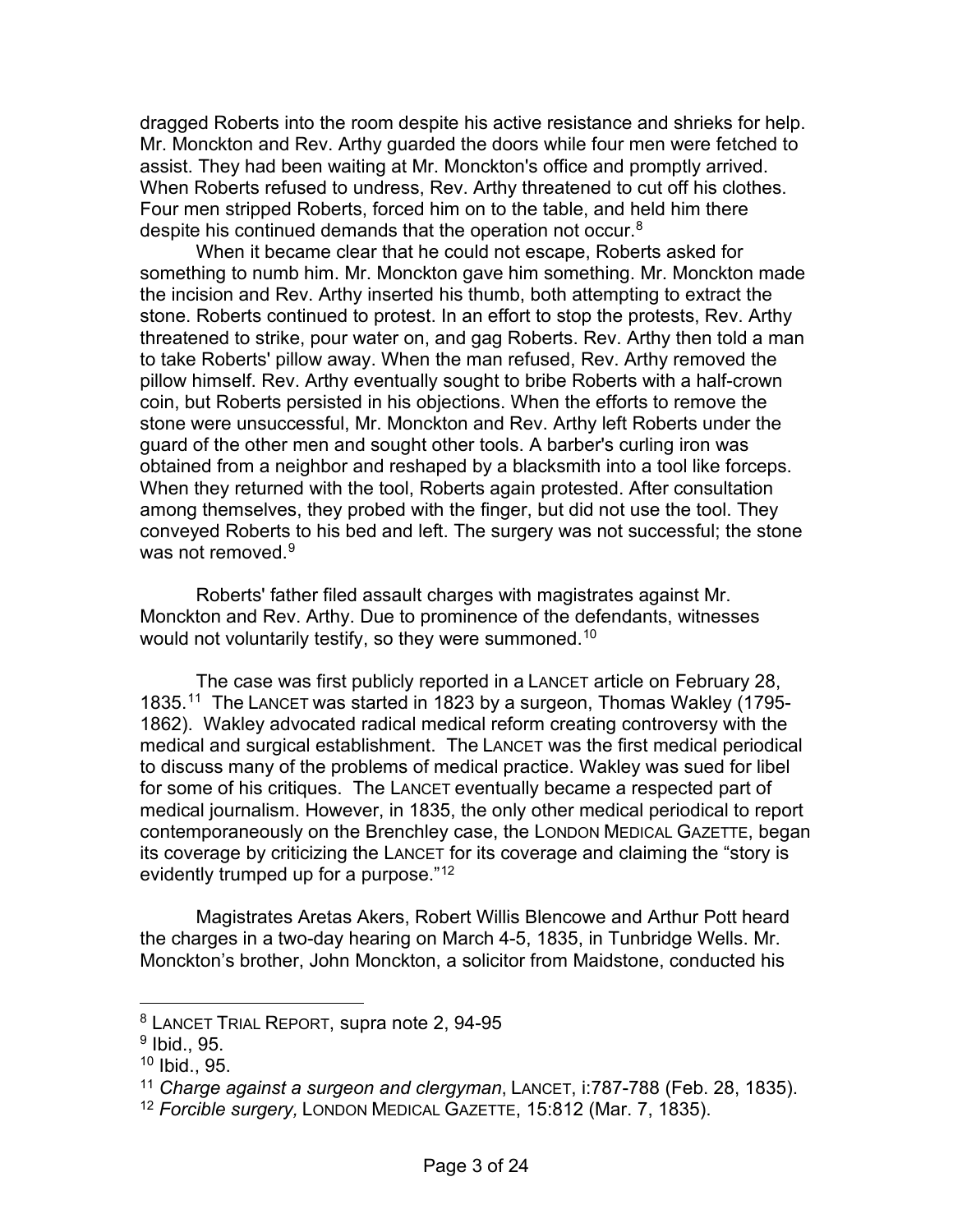dragged Roberts into the room despite his active resistance and shrieks for help. Mr. Monckton and Rev. Arthy guarded the doors while four men were fetched to assist. They had been waiting at Mr. Monckton's office and promptly arrived. When Roberts refused to undress, Rev. Arthy threatened to cut off his clothes. Four men stripped Roberts, forced him on to the table, and held him there despite his continued demands that the operation not occur.[8]

When it became clear that he could not escape, Roberts asked for something to numb him. Mr. Monckton gave him something. Mr. Monckton made the incision and Rev. Arthy inserted his thumb, both attempting to extract the stone. Roberts continued to protest. In an effort to stop the protests, Rev. Arthy threatened to strike, pour water on, and gag Roberts. Rev. Arthy then told a man to take Roberts' pillow away. When the man refused, Rev. Arthy removed the pillow himself. Rev. Arthy eventually sought to bribe Roberts with a half-crown coin, but Roberts persisted in his objections. When the efforts to remove the stone were unsuccessful, Mr. Monckton and Rev. Arthy left Roberts under the guard of the other men and sought other tools. A barber's curling iron was obtained from a neighbor and reshaped by a blacksmith into a tool like forceps. When they returned with the tool, Roberts again protested. After consultation among themselves, they probed with the finger, but did not use the tool. They conveyed Roberts to his bed and left. The surgery was not successful; the stone was not removed.[9]

Roberts' father filed assault charges with magistrates against Mr. Monckton and Rev. Arthy. Due to prominence of the defendants, witnesses would not voluntarily testify, so they were summoned.[10]

The case was first publicly reported in a LANCET article on February 28, 1835.[11] The LANCET was started in 1823 by a surgeon, Thomas Wakley (1795-1862). Wakley advocated radical medical reform creating controversy with the medical and surgical establishment. The LANCET was the first medical periodical to discuss many of the problems of medical practice. Wakley was sued for libel for some of his critiques. The LANCET eventually became a respected part of medical journalism. However, in 1835, the only other medical periodical to report contemporaneously on the Brenchley case, the LONDON MEDICAL GAZETTE, began its coverage by criticizing the LANCET for its coverage and claiming the "story is evidently trumped up for a purpose."[12]

Magistrates Aretas Akers, Robert Willis Blencowe and Arthur Pott heard the charges in a two-day hearing on March 4-5, 1835, in Tunbridge Wells. Mr. Monckton's brother, John Monckton, a solicitor from Maidstone, conducted his

---

[8] LANCET TRIAL REPORT, supra note 2, 94-95

[9] Ibid., 95.

[10] Ibid., 95.

[11] *Charge against a surgeon and clergyman*, LANCET, i:787-788 (Feb. 28, 1835).

[12] *Forcible surgery,* LONDON MEDICAL GAZETTE, 15:812 (Mar. 7, 1835).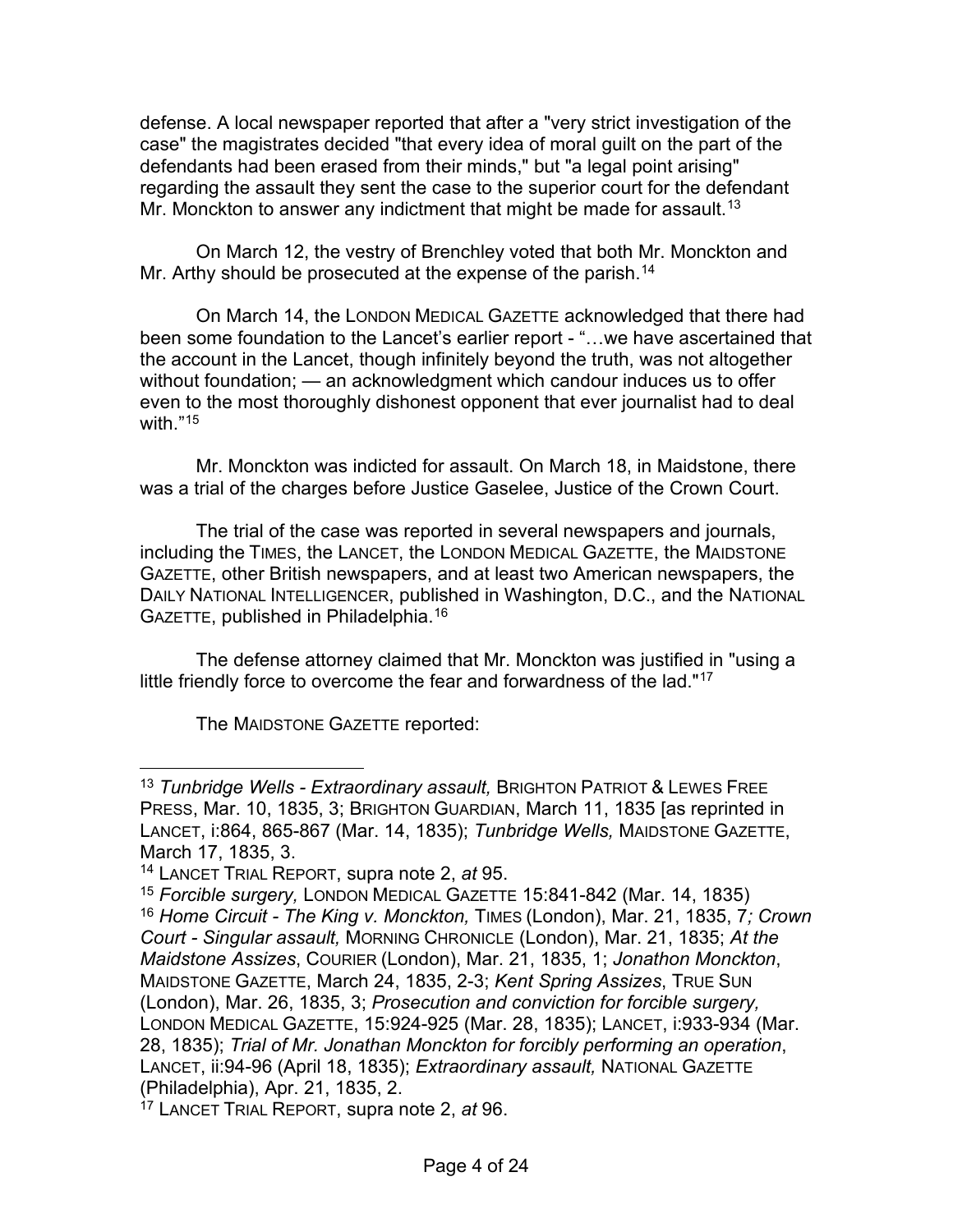defense. A local newspaper reported that after a "very strict investigation of the case" the magistrates decided "that every idea of moral guilt on the part of the defendants had been erased from their minds," but "a legal point arising" regarding the assault they sent the case to the superior court for the defendant Mr. Monckton to answer any indictment that might be made for assault.[13]

On March 12, the vestry of Brenchley voted that both Mr. Monckton and Mr. Arthy should be prosecuted at the expense of the parish.[14]

On March 14, the LONDON MEDICAL GAZETTE acknowledged that there had been some foundation to the Lancet's earlier report - "…we have ascertained that the account in the Lancet, though infinitely beyond the truth, was not altogether without foundation; — an acknowledgment which candour induces us to offer even to the most thoroughly dishonest opponent that ever journalist had to deal with."[15]

Mr. Monckton was indicted for assault. On March 18, in Maidstone, there was a trial of the charges before Justice Gaselee, Justice of the Crown Court.

The trial of the case was reported in several newspapers and journals, including the TIMES, the LANCET, the LONDON MEDICAL GAZETTE, the MAIDSTONE GAZETTE, other British newspapers, and at least two American newspapers, the DAILY NATIONAL INTELLIGENCER, published in Washington, D.C., and the NATIONAL GAZETTE, published in Philadelphia.[16]

The defense attorney claimed that Mr. Monckton was justified in "using a little friendly force to overcome the fear and forwardness of the lad."[17]

The MAIDSTONE GAZETTE reported:

---

[13] *Tunbridge Wells - Extraordinary assault,* BRIGHTON PATRIOT & LEWES FREE PRESS, Mar. 10, 1835, 3; BRIGHTON GUARDIAN, March 11, 1835 [as reprinted in LANCET, i:864, 865-867 (Mar. 14, 1835); *Tunbridge Wells,* MAIDSTONE GAZETTE, March 17, 1835, 3.

[14] LANCET TRIAL REPORT, supra note 2, *at* 95.

[15] *Forcible surgery,* LONDON MEDICAL GAZETTE 15:841-842 (Mar. 14, 1835)

[16] *Home Circuit - The King v. Monckton,* TIMES (London), Mar. 21, 1835, 7*; Crown Court - Singular assault,* MORNING CHRONICLE (London), Mar. 21, 1835; *At the Maidstone Assizes*, COURIER (London), Mar. 21, 1835, 1; *Jonathon Monckton*, MAIDSTONE GAZETTE, March 24, 1835, 2-3; *Kent Spring Assizes*, TRUE SUN (London), Mar. 26, 1835, 3; *Prosecution and conviction for forcible surgery,* LONDON MEDICAL GAZETTE, 15:924-925 (Mar. 28, 1835); LANCET, i:933-934 (Mar. 28, 1835); *Trial of Mr. Jonathan Monckton for forcibly performing an operation*, LANCET, ii:94-96 (April 18, 1835); *Extraordinary assault,* NATIONAL GAZETTE (Philadelphia), Apr. 21, 1835, 2.

[17] LANCET TRIAL REPORT, supra note 2, *at* 96.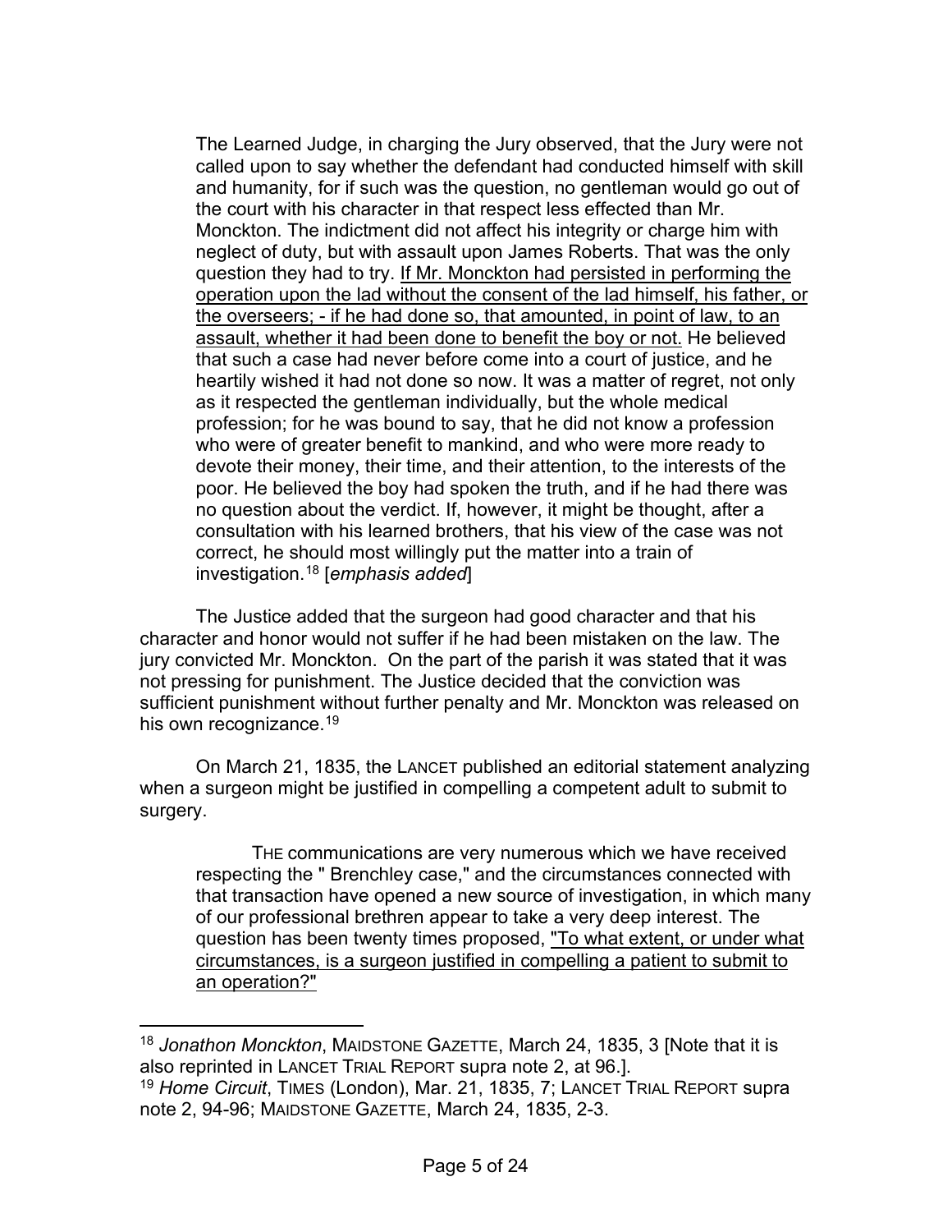> The Learned Judge, in charging the Jury observed, that the Jury were not called upon to say whether the defendant had conducted himself with skill and humanity, for if such was the question, no gentleman would go out of the court with his character in that respect less effected than Mr. Monckton. The indictment did not affect his integrity or charge him with neglect of duty, but with assault upon James Roberts. That was the only question they had to try. <u>If Mr. Monckton had persisted in performing the operation upon the lad without the consent of the lad himself, his father, or the overseers; - if he had done so, that amounted, in point of law, to an assault, whether it had been done to benefit the boy or not.</u> He believed that such a case had never before come into a court of justice, and he heartily wished it had not done so now. It was a matter of regret, not only as it respected the gentleman individually, but the whole medical profession; for he was bound to say, that he did not know a profession who were of greater benefit to mankind, and who were more ready to devote their money, their time, and their attention, to the interests of the poor. He believed the boy had spoken the truth, and if he had there was no question about the verdict. If, however, it might be thought, after a consultation with his learned brothers, that his view of the case was not correct, he should most willingly put the matter into a train of investigation.[18] [*emphasis added*]

The Justice added that the surgeon had good character and that his character and honor would not suffer if he had been mistaken on the law. The jury convicted Mr. Monckton. On the part of the parish it was stated that it was not pressing for punishment. The Justice decided that the conviction was sufficient punishment without further penalty and Mr. Monckton was released on his own recognizance.[19]

On March 21, 1835, the LANCET published an editorial statement analyzing when a surgeon might be justified in compelling a competent adult to submit to surgery.

> THE communications are very numerous which we have received respecting the " Brenchley case," and the circumstances connected with that transaction have opened a new source of investigation, in which many of our professional brethren appear to take a very deep interest. The question has been twenty times proposed, <u>"To what extent, or under what circumstances, is a surgeon justified in compelling a patient to submit to an operation?"</u>

---

[18] *Jonathon Monckton*, MAIDSTONE GAZETTE, March 24, 1835, 3 [Note that it is also reprinted in LANCET TRIAL REPORT supra note 2, at 96.].

[19] *Home Circuit*, TIMES (London), Mar. 21, 1835, 7; LANCET TRIAL REPORT supra note 2, 94-96; MAIDSTONE GAZETTE, March 24, 1835, 2-3.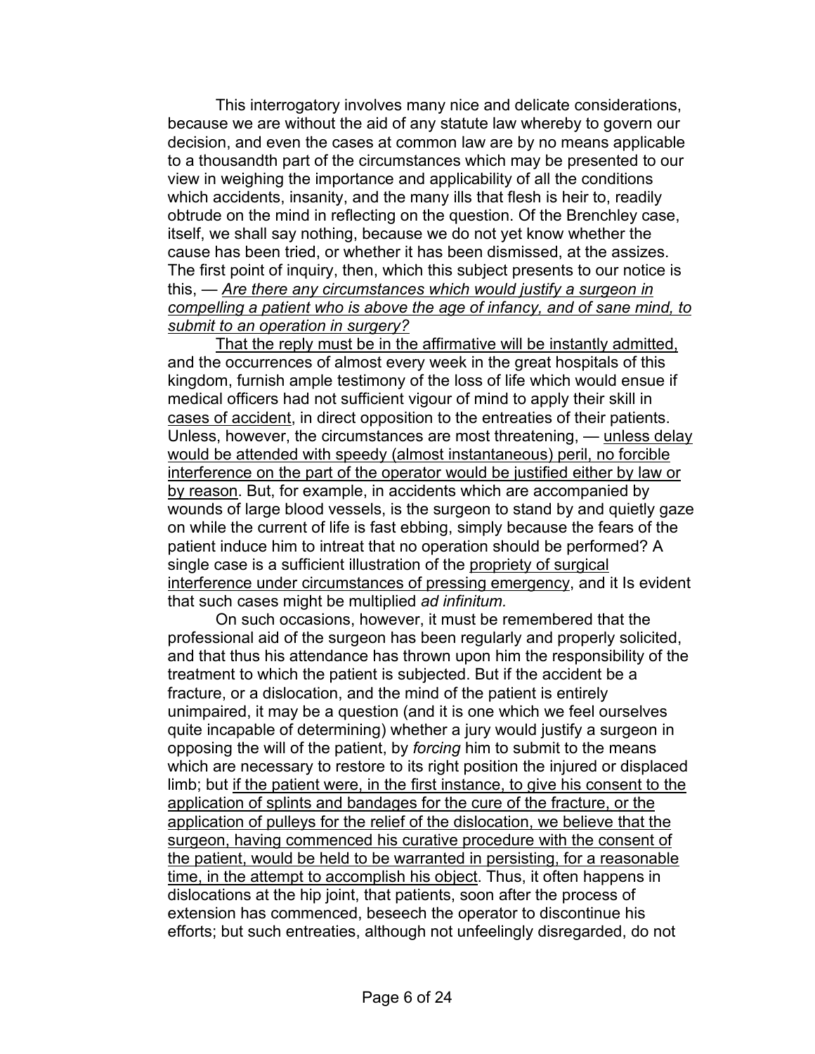This interrogatory involves many nice and delicate considerations, because we are without the aid of any statute law whereby to govern our decision, and even the cases at common law are by no means applicable to a thousandth part of the circumstances which may be presented to our view in weighing the importance and applicability of all the conditions which accidents, insanity, and the many ills that flesh is heir to, readily obtrude on the mind in reflecting on the question. Of the Brenchley case, itself, we shall say nothing, because we do not yet know whether the cause has been tried, or whether it has been dismissed, at the assizes. The first point of inquiry, then, which this subject presents to our notice is this, — <u>*Are there any circumstances which would justify a surgeon in compelling a patient who is above the age of infancy, and of sane mind, to submit to an operation in surgery?*</u>

<u>That the reply must be in the affirmative will be instantly admitted,</u> and the occurrences of almost every week in the great hospitals of this kingdom, furnish ample testimony of the loss of life which would ensue if medical officers had not sufficient vigour of mind to apply their skill in <u>cases of accident</u>, in direct opposition to the entreaties of their patients. Unless, however, the circumstances are most threatening, — <u>unless delay would be attended with speedy (almost instantaneous) peril, no forcible interference on the part of the operator would be justified either by law or by reason</u>. But, for example, in accidents which are accompanied by wounds of large blood vessels, is the surgeon to stand by and quietly gaze on while the current of life is fast ebbing, simply because the fears of the patient induce him to intreat that no operation should be performed? A single case is a sufficient illustration of the <u>propriety of surgical interference under circumstances of pressing emergency</u>, and it Is evident that such cases might be multiplied *ad infinitum.*

On such occasions, however, it must be remembered that the professional aid of the surgeon has been regularly and properly solicited, and that thus his attendance has thrown upon him the responsibility of the treatment to which the patient is subjected. But if the accident be a fracture, or a dislocation, and the mind of the patient is entirely unimpaired, it may be a question (and it is one which we feel ourselves quite incapable of determining) whether a jury would justify a surgeon in opposing the will of the patient, by *forcing* him to submit to the means which are necessary to restore to its right position the injured or displaced limb; but <u>if the patient were, in the first instance, to give his consent to the application of splints and bandages for the cure of the fracture, or the application of pulleys for the relief of the dislocation, we believe that the surgeon, having commenced his curative procedure with the consent of the patient, would be held to be warranted in persisting, for a reasonable time, in the attempt to accomplish his object</u>. Thus, it often happens in dislocations at the hip joint, that patients, soon after the process of extension has commenced, beseech the operator to discontinue his efforts; but such entreaties, although not unfeelingly disregarded, do not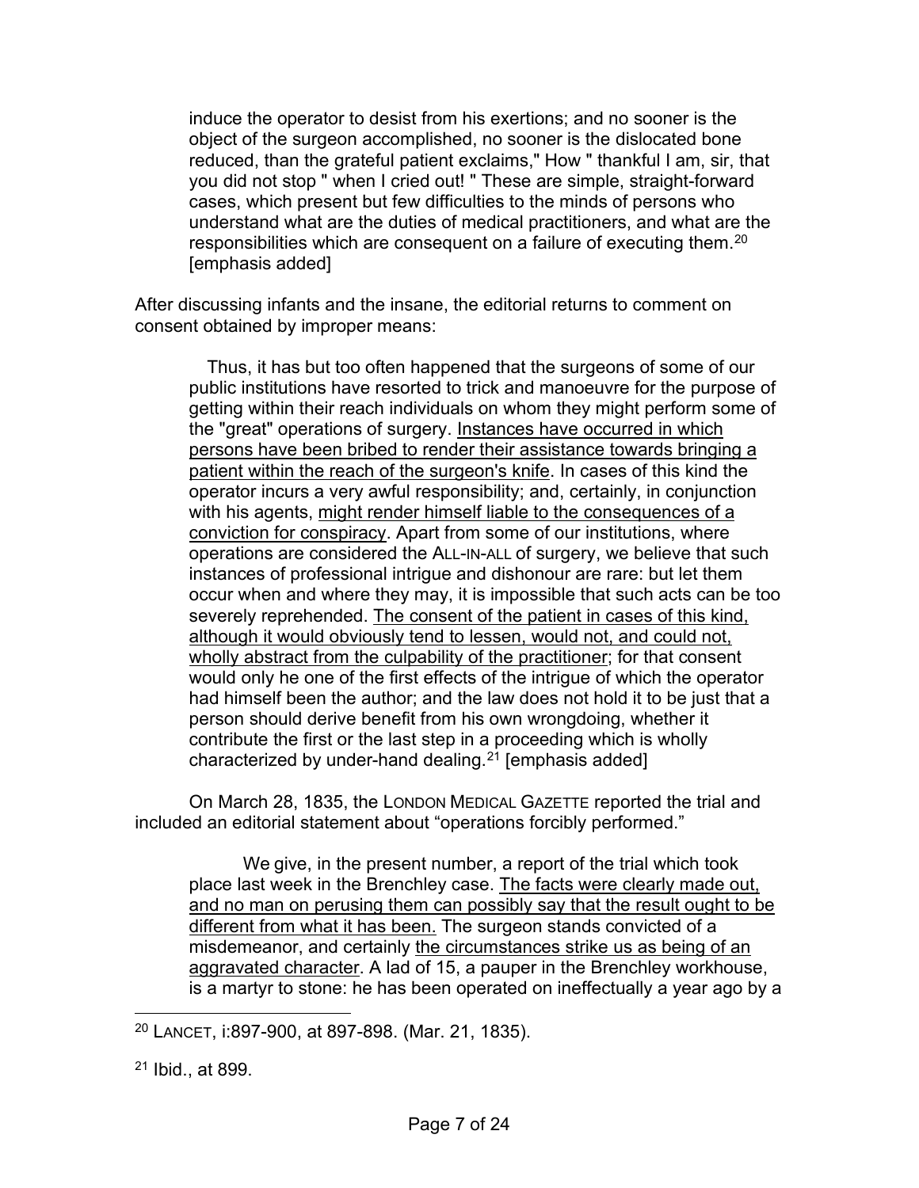> induce the operator to desist from his exertions; and no sooner is the object of the surgeon accomplished, no sooner is the dislocated bone reduced, than the grateful patient exclaims," How " thankful I am, sir, that you did not stop " when I cried out! " These are simple, straight-forward cases, which present but few difficulties to the minds of persons who understand what are the duties of medical practitioners, and what are the responsibilities which are consequent on a failure of executing them.[20] [emphasis added]

After discussing infants and the insane, the editorial returns to comment on consent obtained by improper means:

> Thus, it has but too often happened that the surgeons of some of our public institutions have resorted to trick and manoeuvre for the purpose of getting within their reach individuals on whom they might perform some of the "great" operations of surgery. <u>Instances have occurred in which persons have been bribed to render their assistance towards bringing a patient within the reach of the surgeon's knife</u>. In cases of this kind the operator incurs a very awful responsibility; and, certainly, in conjunction with his agents, <u>might render himself liable to the consequences of a conviction for conspiracy</u>. Apart from some of our institutions, where operations are considered the ALL-IN-ALL of surgery, we believe that such instances of professional intrigue and dishonour are rare: but let them occur when and where they may, it is impossible that such acts can be too severely reprehended. <u>The consent of the patient in cases of this kind, although it would obviously tend to lessen, would not, and could not, wholly abstract from the culpability of the practitioner</u>; for that consent would only he one of the first effects of the intrigue of which the operator had himself been the author; and the law does not hold it to be just that a person should derive benefit from his own wrongdoing, whether it contribute the first or the last step in a proceeding which is wholly characterized by under-hand dealing.[21] [emphasis added]

On March 28, 1835, the LONDON MEDICAL GAZETTE reported the trial and included an editorial statement about “operations forcibly performed.”

> We give, in the present number, a report of the trial which took place last week in the Brenchley case. <u>The facts were clearly made out, and no man on perusing them can possibly say that the result ought to be different from what it has been.</u> The surgeon stands convicted of a misdemeanor, and certainly <u>the circumstances strike us as being of an aggravated character</u>. A lad of 15, a pauper in the Brenchley workhouse, is a martyr to stone: he has been operated on ineffectually a year ago by a

---

[20] LANCET, i:897-900, at 897-898. (Mar. 21, 1835).

[21] Ibid., at 899.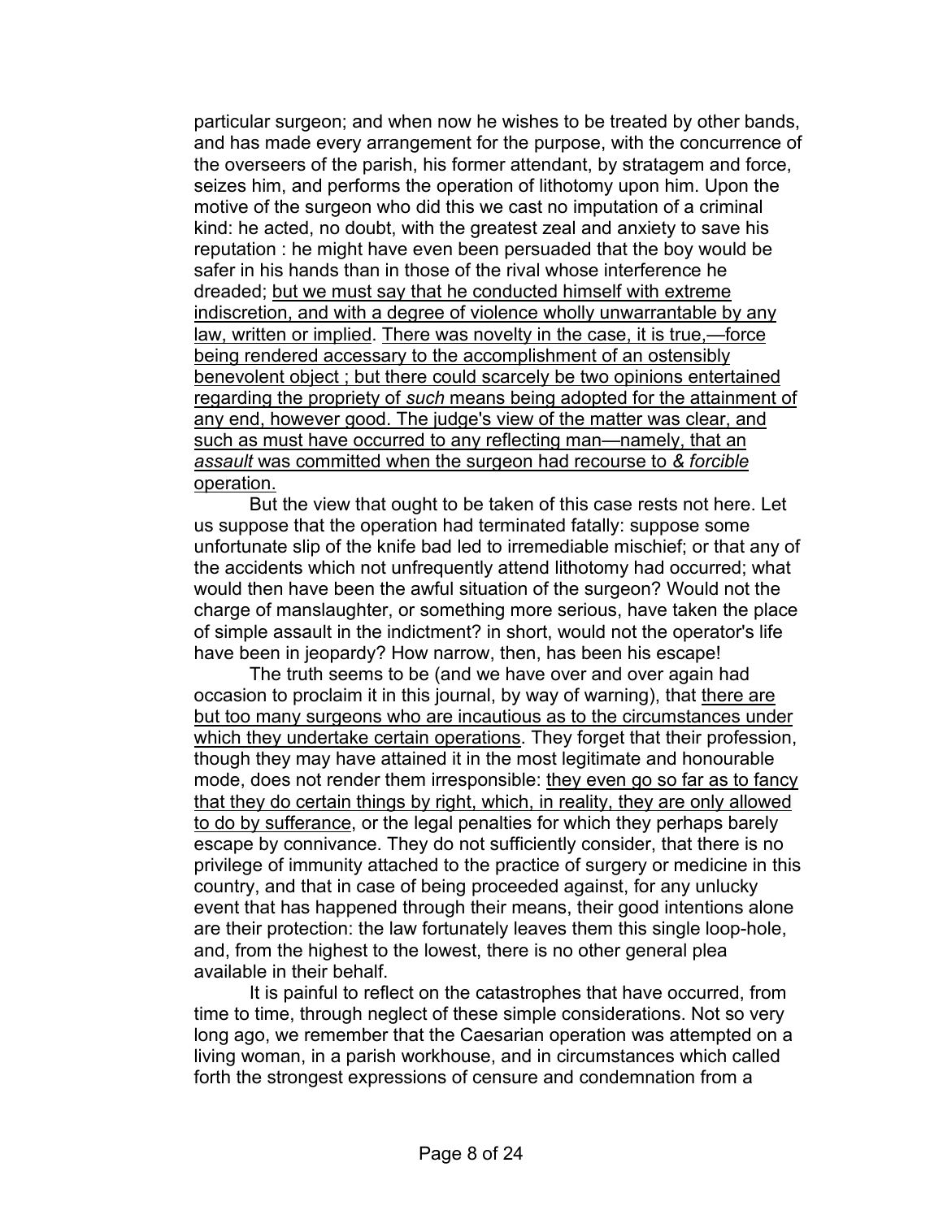particular surgeon; and when now he wishes to be treated by other bands, and has made every arrangement for the purpose, with the concurrence of the overseers of the parish, his former attendant, by stratagem and force, seizes him, and performs the operation of lithotomy upon him. Upon the motive of the surgeon who did this we cast no imputation of a criminal kind: he acted, no doubt, with the greatest zeal and anxiety to save his reputation : he might have even been persuaded that the boy would be safer in his hands than in those of the rival whose interference he dreaded; <u>but we must say that he conducted himself with extreme indiscretion, and with a degree of violence wholly unwarrantable by any law, written or implied</u>. <u>There was novelty in the case, it is true,—force being rendered accessary to the accomplishment of an ostensibly benevolent object ; but there could scarcely be two opinions entertained regarding the propriety of *such* means being adopted for the attainment of any end, however good. The judge's view of the matter was clear, and such as must have occurred to any reflecting man—namely, that an *assault* was committed when the surgeon had recourse to *& forcible* operation.</u>

But the view that ought to be taken of this case rests not here. Let us suppose that the operation had terminated fatally: suppose some unfortunate slip of the knife bad led to irremediable mischief; or that any of the accidents which not unfrequently attend lithotomy had occurred; what would then have been the awful situation of the surgeon? Would not the charge of manslaughter, or something more serious, have taken the place of simple assault in the indictment? in short, would not the operator's life have been in jeopardy? How narrow, then, has been his escape!

The truth seems to be (and we have over and over again had occasion to proclaim it in this journal, by way of warning), that <u>there are but too many surgeons who are incautious as to the circumstances under which they undertake certain operations</u>. They forget that their profession, though they may have attained it in the most legitimate and honourable mode, does not render them irresponsible: <u>they even go so far as to fancy that they do certain things by right, which, in reality, they are only allowed to do by sufferance</u>, or the legal penalties for which they perhaps barely escape by connivance. They do not sufficiently consider, that there is no privilege of immunity attached to the practice of surgery or medicine in this country, and that in case of being proceeded against, for any unlucky event that has happened through their means, their good intentions alone are their protection: the law fortunately leaves them this single loop-hole, and, from the highest to the lowest, there is no other general plea available in their behalf.

It is painful to reflect on the catastrophes that have occurred, from time to time, through neglect of these simple considerations. Not so very long ago, we remember that the Caesarian operation was attempted on a living woman, in a parish workhouse, and in circumstances which called forth the strongest expressions of censure and condemnation from a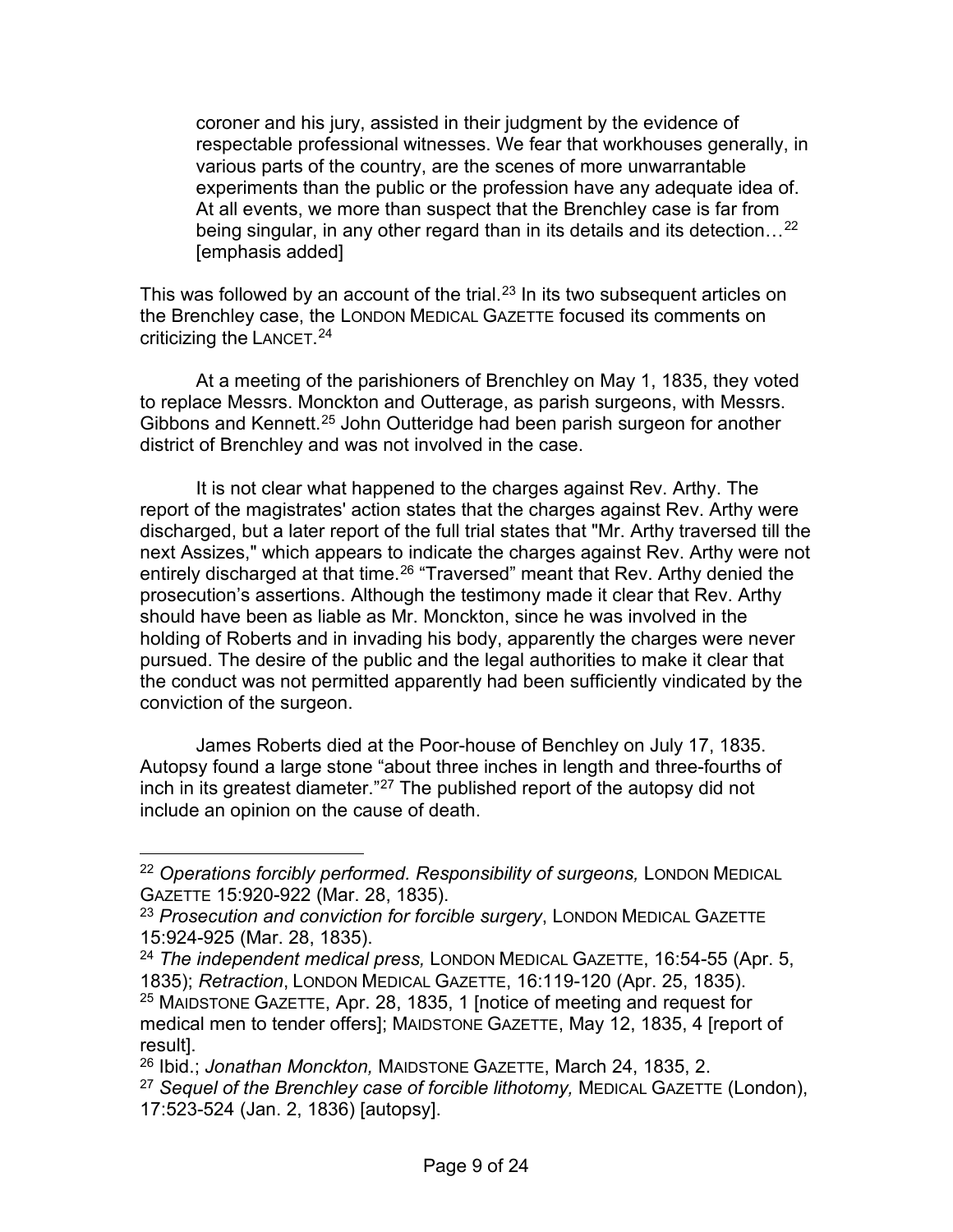> coroner and his jury, assisted in their judgment by the evidence of respectable professional witnesses. We fear that workhouses generally, in various parts of the country, are the scenes of more unwarrantable experiments than the public or the profession have any adequate idea of. At all events, we more than suspect that the Brenchley case is far from being singular, in any other regard than in its details and its detection…[22] [emphasis added]

This was followed by an account of the trial.[23] In its two subsequent articles on the Brenchley case, the LONDON MEDICAL GAZETTE focused its comments on criticizing the LANCET.[24]

At a meeting of the parishioners of Brenchley on May 1, 1835, they voted to replace Messrs. Monckton and Outterage, as parish surgeons, with Messrs. Gibbons and Kennett.[25] John Outteridge had been parish surgeon for another district of Brenchley and was not involved in the case.

It is not clear what happened to the charges against Rev. Arthy. The report of the magistrates' action states that the charges against Rev. Arthy were discharged, but a later report of the full trial states that "Mr. Arthy traversed till the next Assizes," which appears to indicate the charges against Rev. Arthy were not entirely discharged at that time.[26] "Traversed" meant that Rev. Arthy denied the prosecution's assertions. Although the testimony made it clear that Rev. Arthy should have been as liable as Mr. Monckton, since he was involved in the holding of Roberts and in invading his body, apparently the charges were never pursued. The desire of the public and the legal authorities to make it clear that the conduct was not permitted apparently had been sufficiently vindicated by the conviction of the surgeon.

James Roberts died at the Poor-house of Benchley on July 17, 1835. Autopsy found a large stone "about three inches in length and three-fourths of inch in its greatest diameter."[27] The published report of the autopsy did not include an opinion on the cause of death.

---

[22] *Operations forcibly performed. Responsibility of surgeons,* LONDON MEDICAL GAZETTE 15:920-922 (Mar. 28, 1835).

[23] *Prosecution and conviction for forcible surgery*, LONDON MEDICAL GAZETTE 15:924-925 (Mar. 28, 1835).

[24] *The independent medical press,* LONDON MEDICAL GAZETTE, 16:54-55 (Apr. 5, 1835); *Retraction*, LONDON MEDICAL GAZETTE, 16:119-120 (Apr. 25, 1835).

[25] MAIDSTONE GAZETTE, Apr. 28, 1835, 1 [notice of meeting and request for medical men to tender offers]; MAIDSTONE GAZETTE, May 12, 1835, 4 [report of result].

[26] Ibid.; *Jonathan Monckton,* MAIDSTONE GAZETTE, March 24, 1835, 2.

[27] *Sequel of the Brenchley case of forcible lithotomy,* MEDICAL GAZETTE (London), 17:523-524 (Jan. 2, 1836) [autopsy].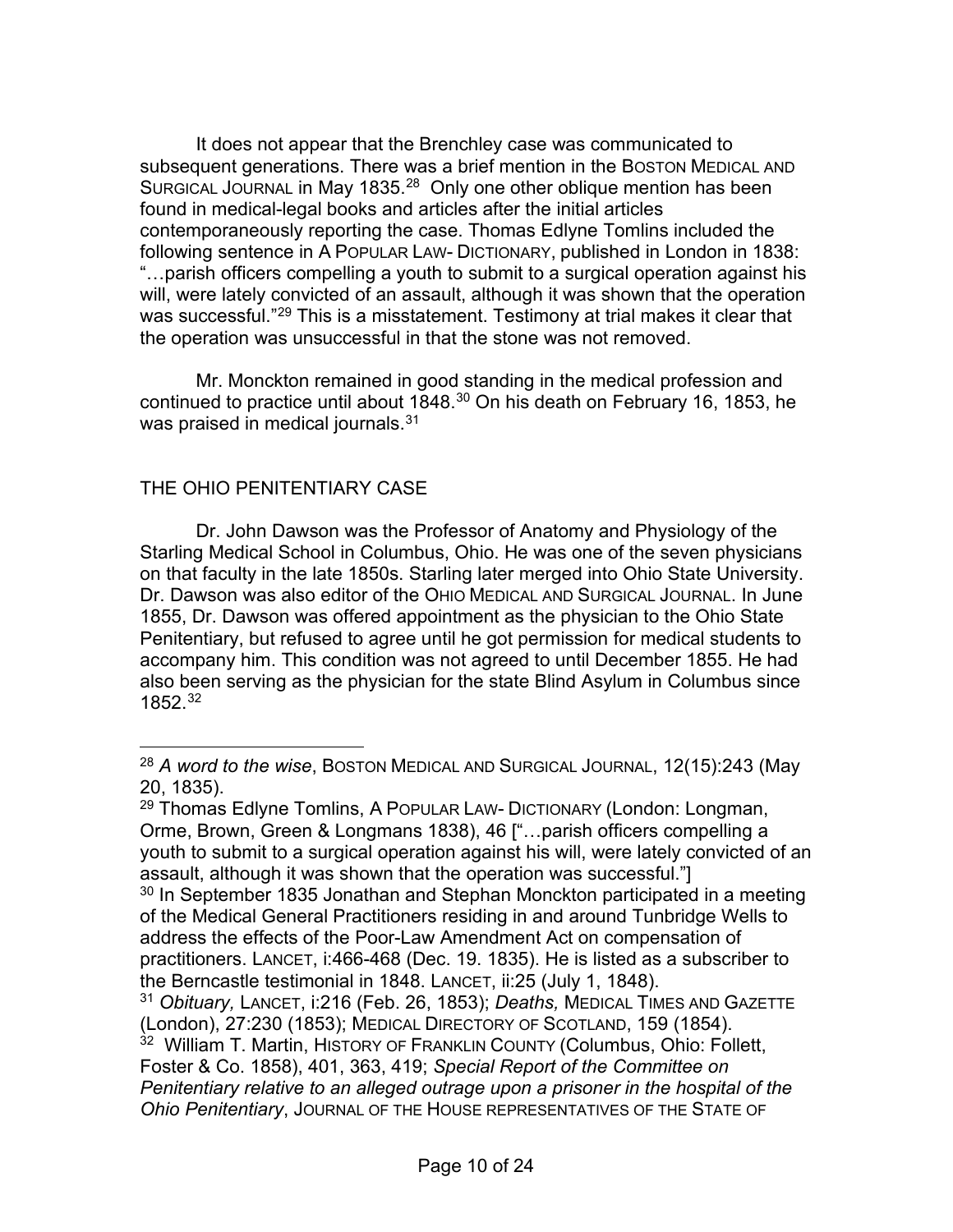It does not appear that the Brenchley case was communicated to subsequent generations. There was a brief mention in the BOSTON MEDICAL AND SURGICAL JOURNAL in May 1835.[28] Only one other oblique mention has been found in medical-legal books and articles after the initial articles contemporaneously reporting the case. Thomas Edlyne Tomlins included the following sentence in A POPULAR LAW- DICTIONARY, published in London in 1838: "…parish officers compelling a youth to submit to a surgical operation against his will, were lately convicted of an assault, although it was shown that the operation was successful."[29] This is a misstatement. Testimony at trial makes it clear that the operation was unsuccessful in that the stone was not removed.

Mr. Monckton remained in good standing in the medical profession and continued to practice until about 1848.[30] On his death on February 16, 1853, he was praised in medical journals.[31]

## THE OHIO PENITENTIARY CASE

Dr. John Dawson was the Professor of Anatomy and Physiology of the Starling Medical School in Columbus, Ohio. He was one of the seven physicians on that faculty in the late 1850s. Starling later merged into Ohio State University. Dr. Dawson was also editor of the OHIO MEDICAL AND SURGICAL JOURNAL. In June 1855, Dr. Dawson was offered appointment as the physician to the Ohio State Penitentiary, but refused to agree until he got permission for medical students to accompany him. This condition was not agreed to until December 1855. He had also been serving as the physician for the state Blind Asylum in Columbus since 1852.[32]

---

[28] *A word to the wise*, BOSTON MEDICAL AND SURGICAL JOURNAL, 12(15):243 (May 20, 1835).

[29] Thomas Edlyne Tomlins, A POPULAR LAW- DICTIONARY (London: Longman, Orme, Brown, Green & Longmans 1838), 46 ["…parish officers compelling a youth to submit to a surgical operation against his will, were lately convicted of an assault, although it was shown that the operation was successful."]

[30] In September 1835 Jonathan and Stephan Monckton participated in a meeting of the Medical General Practitioners residing in and around Tunbridge Wells to address the effects of the Poor-Law Amendment Act on compensation of practitioners. LANCET, i:466-468 (Dec. 19. 1835). He is listed as a subscriber to the Berncastle testimonial in 1848. LANCET, ii:25 (July 1, 1848).

[31] *Obituary,* LANCET, i:216 (Feb. 26, 1853); *Deaths,* MEDICAL TIMES AND GAZETTE (London), 27:230 (1853); MEDICAL DIRECTORY OF SCOTLAND, 159 (1854).

[32] William T. Martin, HISTORY OF FRANKLIN COUNTY (Columbus, Ohio: Follett, Foster & Co. 1858), 401, 363, 419; *Special Report of the Committee on Penitentiary relative to an alleged outrage upon a prisoner in the hospital of the Ohio Penitentiary*, JOURNAL OF THE HOUSE REPRESENTATIVES OF THE STATE OF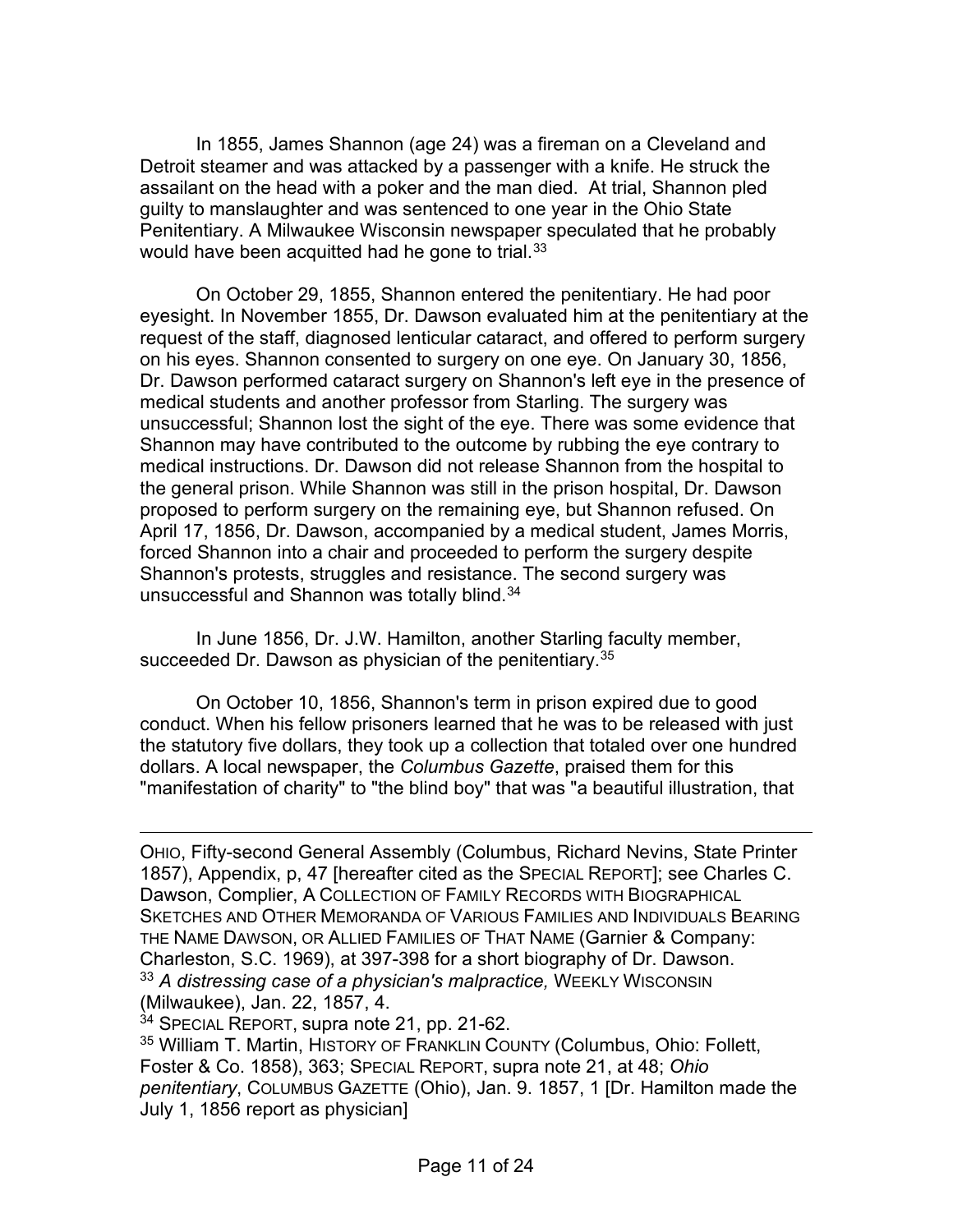In 1855, James Shannon (age 24) was a fireman on a Cleveland and Detroit steamer and was attacked by a passenger with a knife. He struck the assailant on the head with a poker and the man died. At trial, Shannon pled guilty to manslaughter and was sentenced to one year in the Ohio State Penitentiary. A Milwaukee Wisconsin newspaper speculated that he probably would have been acquitted had he gone to trial.[33]

On October 29, 1855, Shannon entered the penitentiary. He had poor eyesight. In November 1855, Dr. Dawson evaluated him at the penitentiary at the request of the staff, diagnosed lenticular cataract, and offered to perform surgery on his eyes. Shannon consented to surgery on one eye. On January 30, 1856, Dr. Dawson performed cataract surgery on Shannon's left eye in the presence of medical students and another professor from Starling. The surgery was unsuccessful; Shannon lost the sight of the eye. There was some evidence that Shannon may have contributed to the outcome by rubbing the eye contrary to medical instructions. Dr. Dawson did not release Shannon from the hospital to the general prison. While Shannon was still in the prison hospital, Dr. Dawson proposed to perform surgery on the remaining eye, but Shannon refused. On April 17, 1856, Dr. Dawson, accompanied by a medical student, James Morris, forced Shannon into a chair and proceeded to perform the surgery despite Shannon's protests, struggles and resistance. The second surgery was unsuccessful and Shannon was totally blind.[34]

In June 1856, Dr. J.W. Hamilton, another Starling faculty member, succeeded Dr. Dawson as physician of the penitentiary.[35]

On October 10, 1856, Shannon's term in prison expired due to good conduct. When his fellow prisoners learned that he was to be released with just the statutory five dollars, they took up a collection that totaled over one hundred dollars. A local newspaper, the *Columbus Gazette*, praised them for this "manifestation of charity" to "the blind boy" that was "a beautiful illustration, that

---

OHIO, Fifty-second General Assembly (Columbus, Richard Nevins, State Printer 1857), Appendix, p, 47 [hereafter cited as the SPECIAL REPORT]; see Charles C. Dawson, Complier, A COLLECTION OF FAMILY RECORDS WITH BIOGRAPHICAL SKETCHES AND OTHER MEMORANDA OF VARIOUS FAMILIES AND INDIVIDUALS BEARING THE NAME DAWSON, OR ALLIED FAMILIES OF THAT NAME (Garnier & Company: Charleston, S.C. 1969), at 397-398 for a short biography of Dr. Dawson.

[33] *A distressing case of a physician's malpractice,* WEEKLY WISCONSIN (Milwaukee), Jan. 22, 1857, 4.

[34] SPECIAL REPORT, supra note 21, pp. 21-62.

[35] William T. Martin, HISTORY OF FRANKLIN COUNTY (Columbus, Ohio: Follett, Foster & Co. 1858), 363; SPECIAL REPORT, supra note 21, at 48; *Ohio penitentiary*, COLUMBUS GAZETTE (Ohio), Jan. 9. 1857, 1 [Dr. Hamilton made the July 1, 1856 report as physician]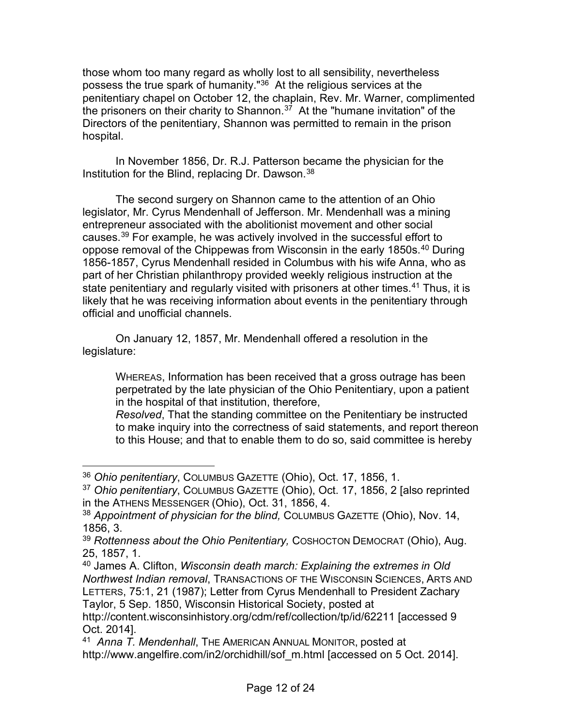those whom too many regard as wholly lost to all sensibility, nevertheless possess the true spark of humanity."[36] At the religious services at the penitentiary chapel on October 12, the chaplain, Rev. Mr. Warner, complimented the prisoners on their charity to Shannon.[37] At the "humane invitation" of the Directors of the penitentiary, Shannon was permitted to remain in the prison hospital.

In November 1856, Dr. R.J. Patterson became the physician for the Institution for the Blind, replacing Dr. Dawson.[38]

The second surgery on Shannon came to the attention of an Ohio legislator, Mr. Cyrus Mendenhall of Jefferson. Mr. Mendenhall was a mining entrepreneur associated with the abolitionist movement and other social causes.[39] For example, he was actively involved in the successful effort to oppose removal of the Chippewas from Wisconsin in the early 1850s.[40] During 1856-1857, Cyrus Mendenhall resided in Columbus with his wife Anna, who as part of her Christian philanthropy provided weekly religious instruction at the state penitentiary and regularly visited with prisoners at other times.[41] Thus, it is likely that he was receiving information about events in the penitentiary through official and unofficial channels.

On January 12, 1857, Mr. Mendenhall offered a resolution in the legislature:

> WHEREAS, Information has been received that a gross outrage has been perpetrated by the late physician of the Ohio Penitentiary, upon a patient in the hospital of that institution, therefore,
> *Resolved*, That the standing committee on the Penitentiary be instructed to make inquiry into the correctness of said statements, and report thereon to this House; and that to enable them to do so, said committee is hereby

---

[36] *Ohio penitentiary*, COLUMBUS GAZETTE (Ohio), Oct. 17, 1856, 1.

[37] *Ohio penitentiary*, COLUMBUS GAZETTE (Ohio), Oct. 17, 1856, 2 [also reprinted in the ATHENS MESSENGER (Ohio), Oct. 31, 1856, 4.

[38] *Appointment of physician for the blind,* COLUMBUS GAZETTE (Ohio), Nov. 14, 1856, 3.

[39] *Rottenness about the Ohio Penitentiary,* COSHOCTON DEMOCRAT (Ohio), Aug. 25, 1857, 1.

[40] James A. Clifton, *Wisconsin death march: Explaining the extremes in Old Northwest Indian removal*, TRANSACTIONS OF THE WISCONSIN SCIENCES, ARTS AND LETTERS, 75:1, 21 (1987); Letter from Cyrus Mendenhall to President Zachary Taylor, 5 Sep. 1850, Wisconsin Historical Society, posted at http://content.wisconsinhistory.org/cdm/ref/collection/tp/id/62211 [accessed 9 Oct. 2014].

[41] *Anna T. Mendenhall*, THE AMERICAN ANNUAL MONITOR, posted at http://www.angelfire.com/in2/orchidhill/sof_m.html [accessed on 5 Oct. 2014].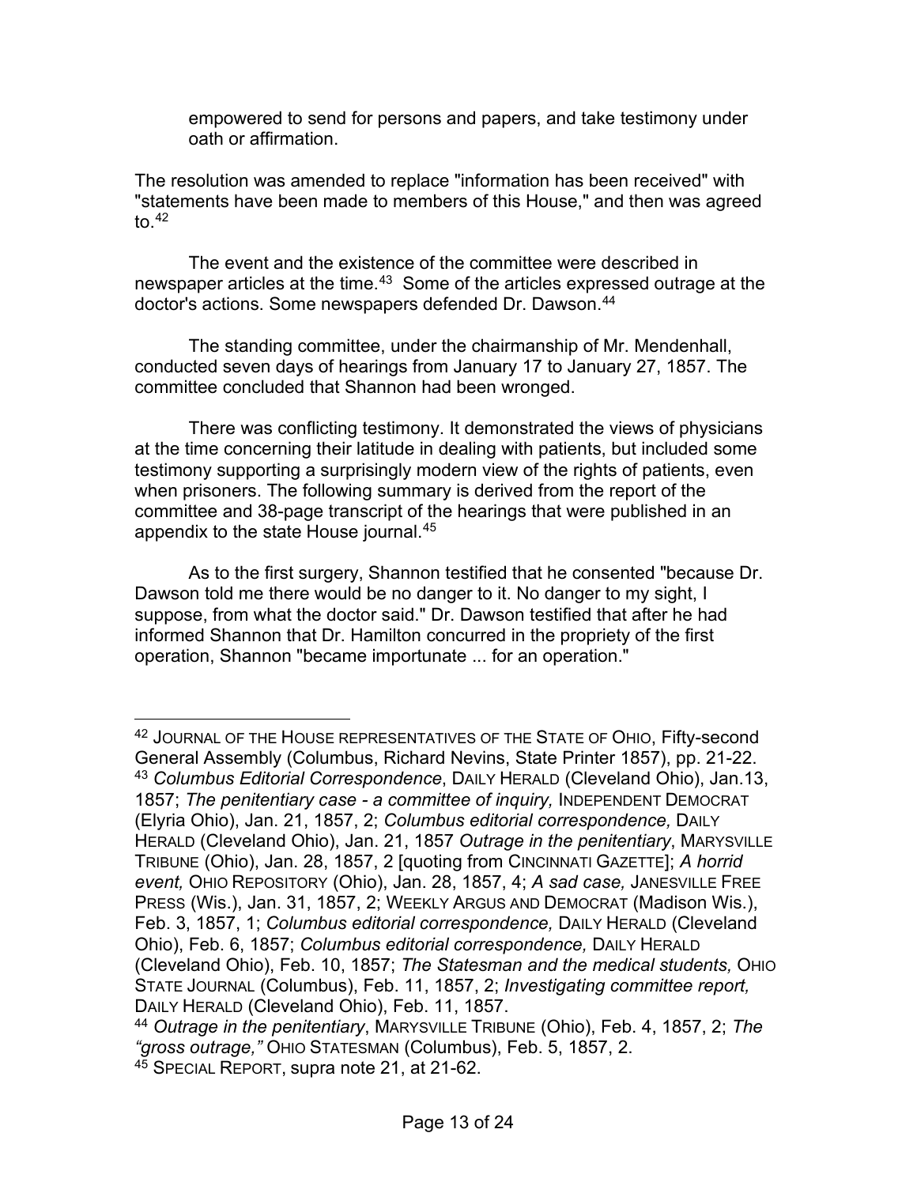> empowered to send for persons and papers, and take testimony under oath or affirmation.

The resolution was amended to replace "information has been received" with "statements have been made to members of this House," and then was agreed to.[42]

The event and the existence of the committee were described in newspaper articles at the time.[43] Some of the articles expressed outrage at the doctor's actions. Some newspapers defended Dr. Dawson.[44]

The standing committee, under the chairmanship of Mr. Mendenhall, conducted seven days of hearings from January 17 to January 27, 1857. The committee concluded that Shannon had been wronged.

There was conflicting testimony. It demonstrated the views of physicians at the time concerning their latitude in dealing with patients, but included some testimony supporting a surprisingly modern view of the rights of patients, even when prisoners. The following summary is derived from the report of the committee and 38-page transcript of the hearings that were published in an appendix to the state House journal.[45]

As to the first surgery, Shannon testified that he consented "because Dr. Dawson told me there would be no danger to it. No danger to my sight, I suppose, from what the doctor said." Dr. Dawson testified that after he had informed Shannon that Dr. Hamilton concurred in the propriety of the first operation, Shannon "became importunate ... for an operation."

---

[42] JOURNAL OF THE HOUSE REPRESENTATIVES OF THE STATE OF OHIO, Fifty-second General Assembly (Columbus, Richard Nevins, State Printer 1857), pp. 21-22.

[43] *Columbus Editorial Correspondence*, DAILY HERALD (Cleveland Ohio), Jan.13, 1857; *The penitentiary case - a committee of inquiry,* INDEPENDENT DEMOCRAT (Elyria Ohio), Jan. 21, 1857, 2; *Columbus editorial correspondence,* DAILY HERALD (Cleveland Ohio), Jan. 21, 1857 *Outrage in the penitentiary*, MARYSVILLE TRIBUNE (Ohio), Jan. 28, 1857, 2 [quoting from CINCINNATI GAZETTE]; *A horrid event,* OHIO REPOSITORY (Ohio), Jan. 28, 1857, 4; *A sad case,* JANESVILLE FREE PRESS (Wis.), Jan. 31, 1857, 2; WEEKLY ARGUS AND DEMOCRAT (Madison Wis.), Feb. 3, 1857, 1; *Columbus editorial correspondence,* DAILY HERALD (Cleveland Ohio), Feb. 6, 1857; *Columbus editorial correspondence,* DAILY HERALD (Cleveland Ohio), Feb. 10, 1857; *The Statesman and the medical students,* OHIO STATE JOURNAL (Columbus), Feb. 11, 1857, 2; *Investigating committee report,* DAILY HERALD (Cleveland Ohio), Feb. 11, 1857.

[44] *Outrage in the penitentiary*, MARYSVILLE TRIBUNE (Ohio), Feb. 4, 1857, 2; *The "gross outrage,"* OHIO STATESMAN (Columbus), Feb. 5, 1857, 2.

[45] SPECIAL REPORT, supra note 21, at 21-62.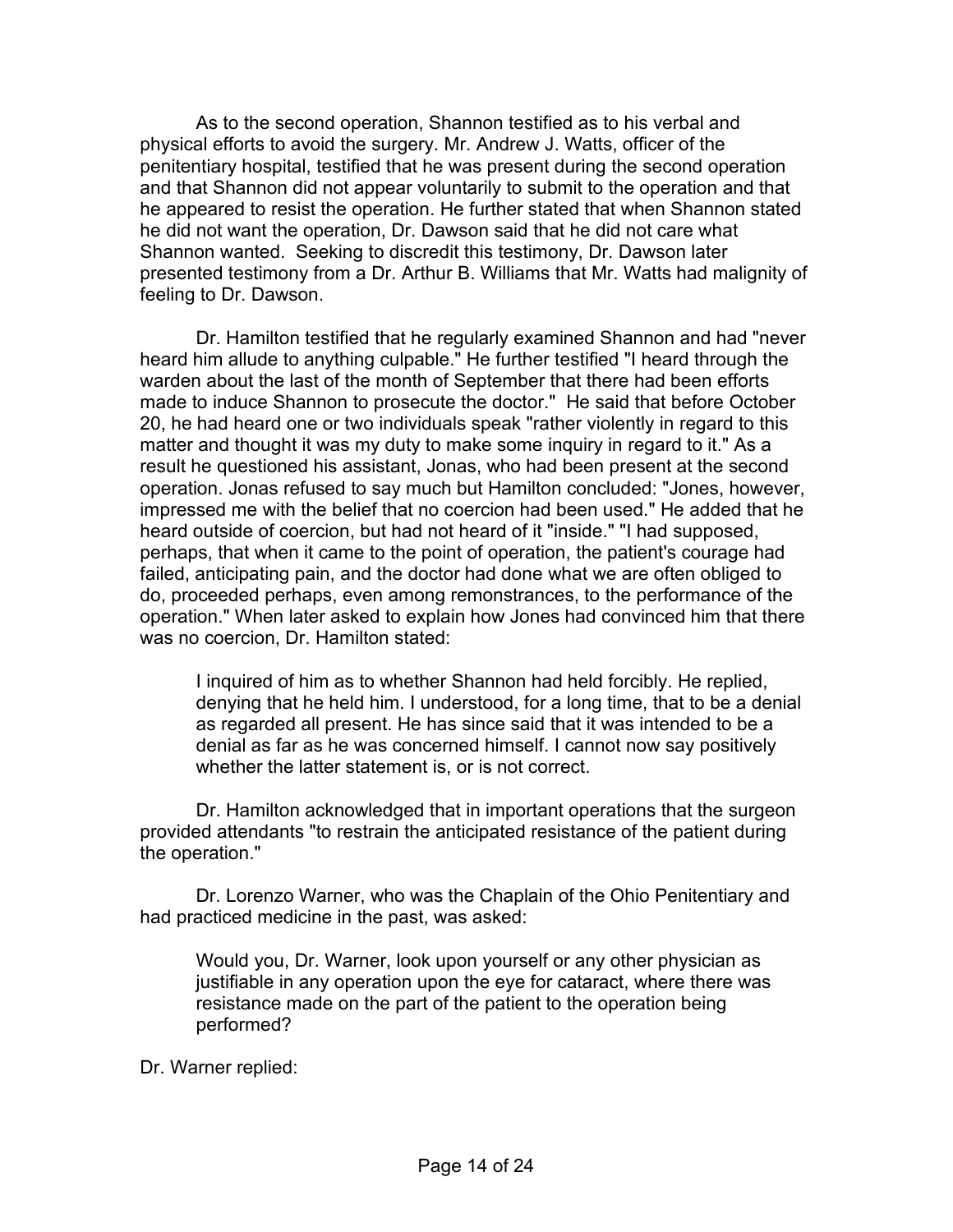As to the second operation, Shannon testified as to his verbal and physical efforts to avoid the surgery. Mr. Andrew J. Watts, officer of the penitentiary hospital, testified that he was present during the second operation and that Shannon did not appear voluntarily to submit to the operation and that he appeared to resist the operation. He further stated that when Shannon stated he did not want the operation, Dr. Dawson said that he did not care what Shannon wanted. Seeking to discredit this testimony, Dr. Dawson later presented testimony from a Dr. Arthur B. Williams that Mr. Watts had malignity of feeling to Dr. Dawson.

Dr. Hamilton testified that he regularly examined Shannon and had "never heard him allude to anything culpable." He further testified "I heard through the warden about the last of the month of September that there had been efforts made to induce Shannon to prosecute the doctor." He said that before October 20, he had heard one or two individuals speak "rather violently in regard to this matter and thought it was my duty to make some inquiry in regard to it." As a result he questioned his assistant, Jonas, who had been present at the second operation. Jonas refused to say much but Hamilton concluded: "Jones, however, impressed me with the belief that no coercion had been used." He added that he heard outside of coercion, but had not heard of it "inside." "I had supposed, perhaps, that when it came to the point of operation, the patient's courage had failed, anticipating pain, and the doctor had done what we are often obliged to do, proceeded perhaps, even among remonstrances, to the performance of the operation." When later asked to explain how Jones had convinced him that there was no coercion, Dr. Hamilton stated:

> I inquired of him as to whether Shannon had held forcibly. He replied, denying that he held him. I understood, for a long time, that to be a denial as regarded all present. He has since said that it was intended to be a denial as far as he was concerned himself. I cannot now say positively whether the latter statement is, or is not correct.

Dr. Hamilton acknowledged that in important operations that the surgeon provided attendants "to restrain the anticipated resistance of the patient during the operation."

Dr. Lorenzo Warner, who was the Chaplain of the Ohio Penitentiary and had practiced medicine in the past, was asked:

> Would you, Dr. Warner, look upon yourself or any other physician as justifiable in any operation upon the eye for cataract, where there was resistance made on the part of the patient to the operation being performed?

Dr. Warner replied: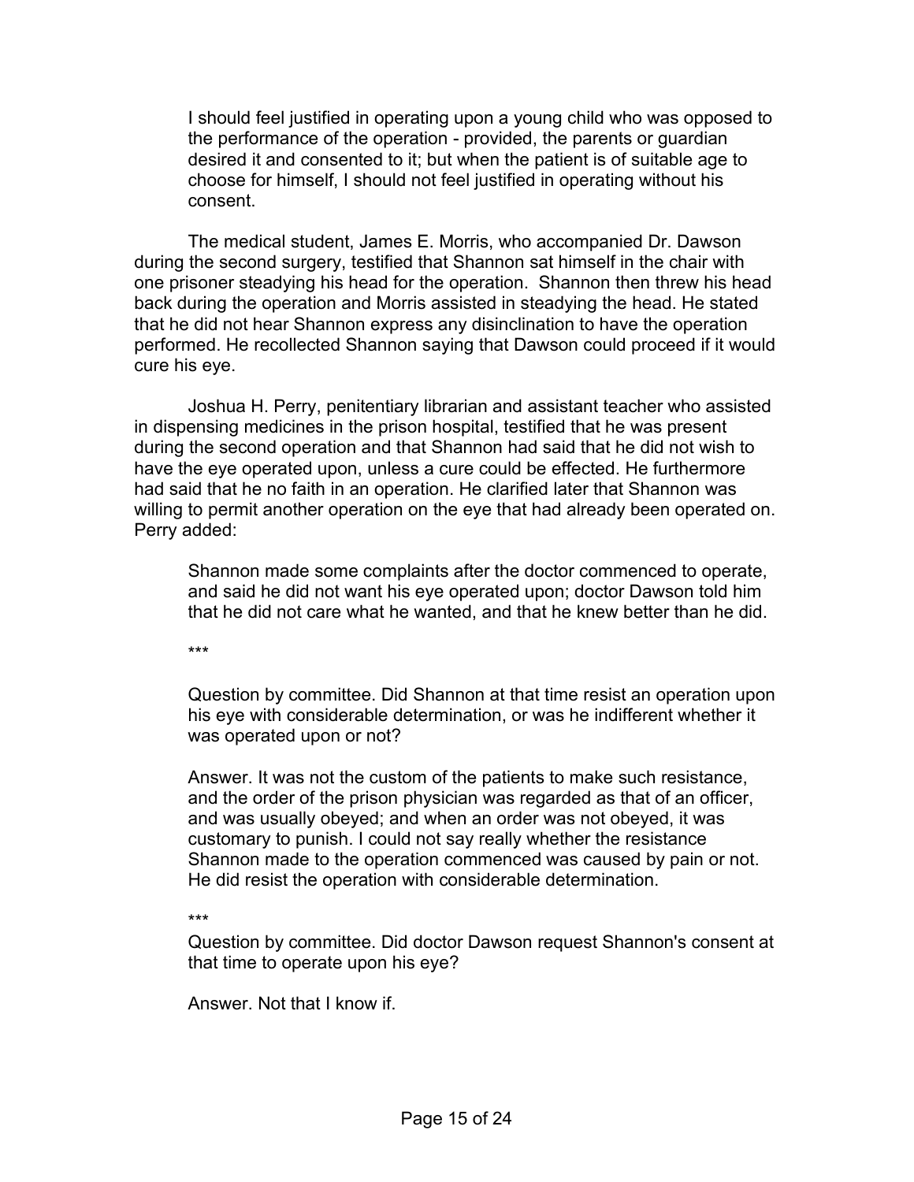> I should feel justified in operating upon a young child who was opposed to the performance of the operation - provided, the parents or guardian desired it and consented to it; but when the patient is of suitable age to choose for himself, I should not feel justified in operating without his consent.

The medical student, James E. Morris, who accompanied Dr. Dawson during the second surgery, testified that Shannon sat himself in the chair with one prisoner steadying his head for the operation. Shannon then threw his head back during the operation and Morris assisted in steadying the head. He stated that he did not hear Shannon express any disinclination to have the operation performed. He recollected Shannon saying that Dawson could proceed if it would cure his eye.

Joshua H. Perry, penitentiary librarian and assistant teacher who assisted in dispensing medicines in the prison hospital, testified that he was present during the second operation and that Shannon had said that he did not wish to have the eye operated upon, unless a cure could be effected. He furthermore had said that he no faith in an operation. He clarified later that Shannon was willing to permit another operation on the eye that had already been operated on. Perry added:

> Shannon made some complaints after the doctor commenced to operate, and said he did not want his eye operated upon; doctor Dawson told him that he did not care what he wanted, and that he knew better than he did.
>
> ***
>
> Question by committee. Did Shannon at that time resist an operation upon his eye with considerable determination, or was he indifferent whether it was operated upon or not?
>
> Answer. It was not the custom of the patients to make such resistance, and the order of the prison physician was regarded as that of an officer, and was usually obeyed; and when an order was not obeyed, it was customary to punish. I could not say really whether the resistance Shannon made to the operation commenced was caused by pain or not. He did resist the operation with considerable determination.
>
> ***
>
> Question by committee. Did doctor Dawson request Shannon's consent at that time to operate upon his eye?
>
> Answer. Not that I know if.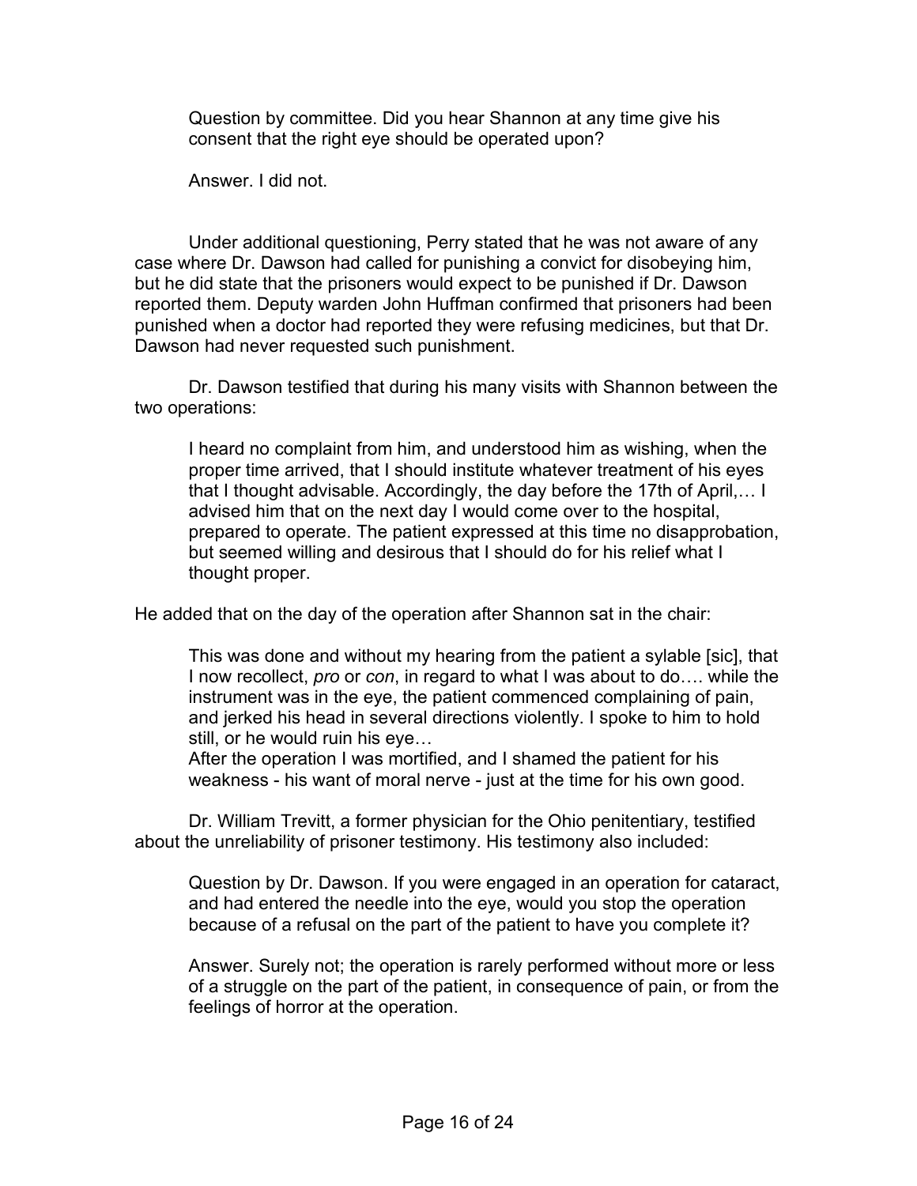> Question by committee. Did you hear Shannon at any time give his consent that the right eye should be operated upon?
>
> Answer. I did not.

Under additional questioning, Perry stated that he was not aware of any case where Dr. Dawson had called for punishing a convict for disobeying him, but he did state that the prisoners would expect to be punished if Dr. Dawson reported them. Deputy warden John Huffman confirmed that prisoners had been punished when a doctor had reported they were refusing medicines, but that Dr. Dawson had never requested such punishment.

Dr. Dawson testified that during his many visits with Shannon between the two operations:

> I heard no complaint from him, and understood him as wishing, when the proper time arrived, that I should institute whatever treatment of his eyes that I thought advisable. Accordingly, the day before the 17th of April,… I advised him that on the next day I would come over to the hospital, prepared to operate. The patient expressed at this time no disapprobation, but seemed willing and desirous that I should do for his relief what I thought proper.

He added that on the day of the operation after Shannon sat in the chair:

> This was done and without my hearing from the patient a sylable [sic], that I now recollect, *pro* or *con*, in regard to what I was about to do…. while the instrument was in the eye, the patient commenced complaining of pain, and jerked his head in several directions violently. I spoke to him to hold still, or he would ruin his eye…
> After the operation I was mortified, and I shamed the patient for his weakness - his want of moral nerve - just at the time for his own good.

Dr. William Trevitt, a former physician for the Ohio penitentiary, testified about the unreliability of prisoner testimony. His testimony also included:

> Question by Dr. Dawson. If you were engaged in an operation for cataract, and had entered the needle into the eye, would you stop the operation because of a refusal on the part of the patient to have you complete it?
>
> Answer. Surely not; the operation is rarely performed without more or less of a struggle on the part of the patient, in consequence of pain, or from the feelings of horror at the operation.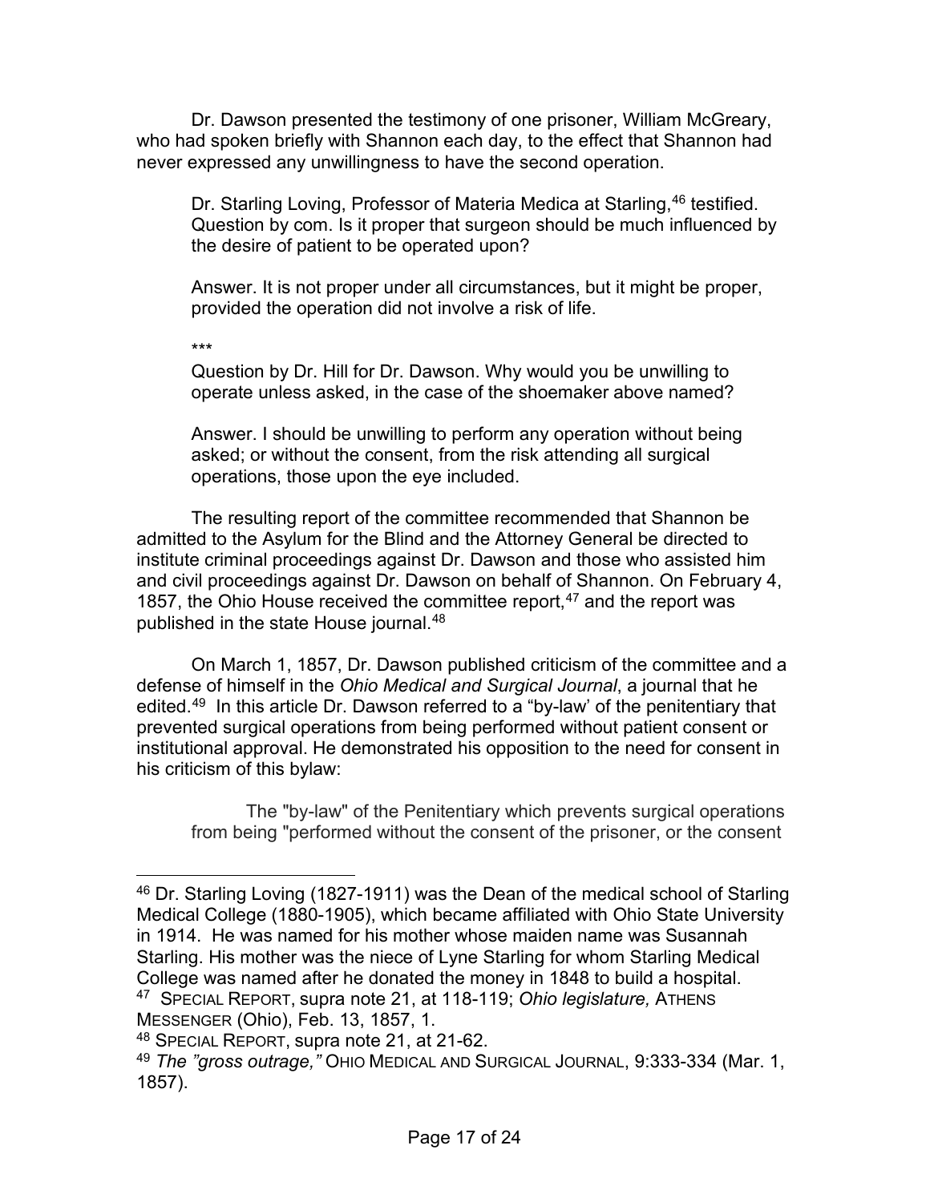Dr. Dawson presented the testimony of one prisoner, William McGreary, who had spoken briefly with Shannon each day, to the effect that Shannon had never expressed any unwillingness to have the second operation.

> Dr. Starling Loving, Professor of Materia Medica at Starling,[46] testified. Question by com. Is it proper that surgeon should be much influenced by the desire of patient to be operated upon?
>
> Answer. It is not proper under all circumstances, but it might be proper, provided the operation did not involve a risk of life.
>
> ***
>
> Question by Dr. Hill for Dr. Dawson. Why would you be unwilling to operate unless asked, in the case of the shoemaker above named?
>
> Answer. I should be unwilling to perform any operation without being asked; or without the consent, from the risk attending all surgical operations, those upon the eye included.

The resulting report of the committee recommended that Shannon be admitted to the Asylum for the Blind and the Attorney General be directed to institute criminal proceedings against Dr. Dawson and those who assisted him and civil proceedings against Dr. Dawson on behalf of Shannon. On February 4, 1857, the Ohio House received the committee report,[47] and the report was published in the state House journal.[48]

On March 1, 1857, Dr. Dawson published criticism of the committee and a defense of himself in the *Ohio Medical and Surgical Journal*, a journal that he edited.[49] In this article Dr. Dawson referred to a "by-law' of the penitentiary that prevented surgical operations from being performed without patient consent or institutional approval. He demonstrated his opposition to the need for consent in his criticism of this bylaw:

> The "by-law" of the Penitentiary which prevents surgical operations from being "performed without the consent of the prisoner, or the consent

---

[46] Dr. Starling Loving (1827-1911) was the Dean of the medical school of Starling Medical College (1880-1905), which became affiliated with Ohio State University in 1914. He was named for his mother whose maiden name was Susannah Starling. His mother was the niece of Lyne Starling for whom Starling Medical College was named after he donated the money in 1848 to build a hospital.

[47] SPECIAL REPORT, supra note 21, at 118-119; *Ohio legislature,* ATHENS MESSENGER (Ohio), Feb. 13, 1857, 1.

[48] SPECIAL REPORT, supra note 21, at 21-62.

[49] *The "gross outrage,"* OHIO MEDICAL AND SURGICAL JOURNAL, 9:333-334 (Mar. 1, 1857).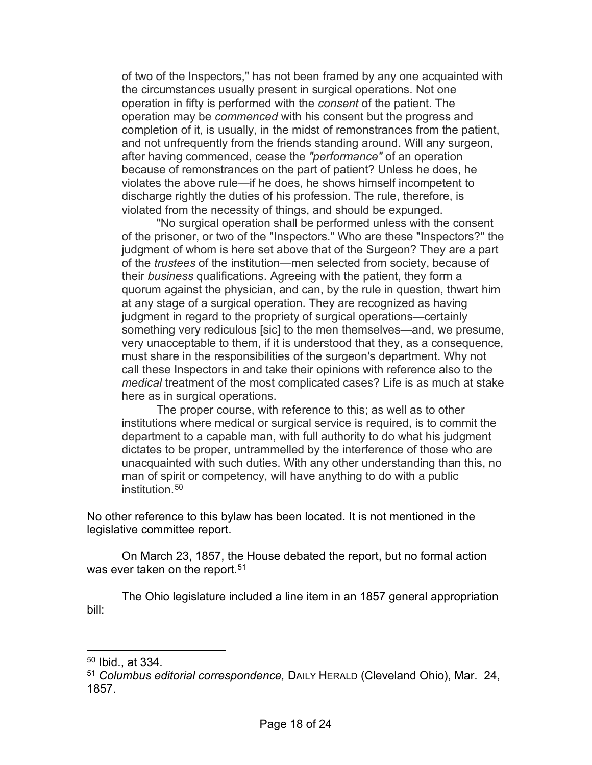> of two of the Inspectors," has not been framed by any one acquainted with the circumstances usually present in surgical operations. Not one operation in fifty is performed with the *consent* of the patient. The operation may be *commenced* with his consent but the progress and completion of it, is usually, in the midst of remonstrances from the patient, and not unfrequently from the friends standing around. Will any surgeon, after having commenced, cease the *"performance"* of an operation because of remonstrances on the part of patient? Unless he does, he violates the above rule—if he does, he shows himself incompetent to discharge rightly the duties of his profession. The rule, therefore, is violated from the necessity of things, and should be expunged.
>
> "No surgical operation shall be performed unless with the consent of the prisoner, or two of the "Inspectors." Who are these "Inspectors?" the judgment of whom is here set above that of the Surgeon? They are a part of the *trustees* of the institution—men selected from society, because of their *business* qualifications. Agreeing with the patient, they form a quorum against the physician, and can, by the rule in question, thwart him at any stage of a surgical operation. They are recognized as having judgment in regard to the propriety of surgical operations—certainly something very rediculous [sic] to the men themselves—and, we presume, very unacceptable to them, if it is understood that they, as a consequence, must share in the responsibilities of the surgeon's department. Why not call these Inspectors in and take their opinions with reference also to the *medical* treatment of the most complicated cases? Life is as much at stake here as in surgical operations.
>
> The proper course, with reference to this; as well as to other institutions where medical or surgical service is required, is to commit the department to a capable man, with full authority to do what his judgment dictates to be proper, untrammelled by the interference of those who are unacquainted with such duties. With any other understanding than this, no man of spirit or competency, will have anything to do with a public institution.[50]

No other reference to this bylaw has been located. It is not mentioned in the legislative committee report.

On March 23, 1857, the House debated the report, but no formal action was ever taken on the report.[51]

The Ohio legislature included a line item in an 1857 general appropriation bill:

---

[50] Ibid., at 334.

[51] *Columbus editorial correspondence,* DAILY HERALD (Cleveland Ohio), Mar. 24, 1857.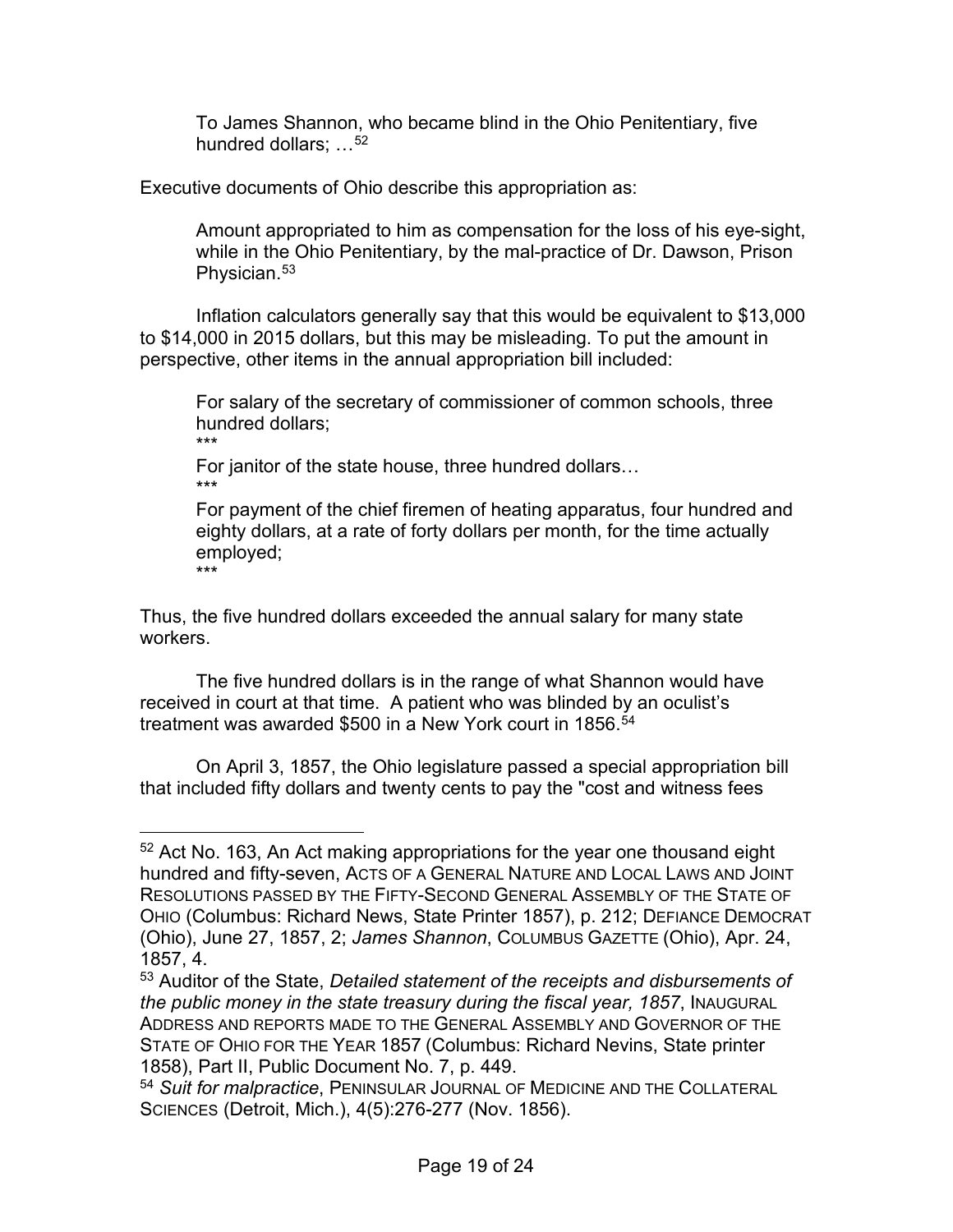> To James Shannon, who became blind in the Ohio Penitentiary, five hundred dollars; …[52]

Executive documents of Ohio describe this appropriation as:

> Amount appropriated to him as compensation for the loss of his eye-sight, while in the Ohio Penitentiary, by the mal-practice of Dr. Dawson, Prison Physician.[53]

Inflation calculators generally say that this would be equivalent to $13,000 to $14,000 in 2015 dollars, but this may be misleading. To put the amount in perspective, other items in the annual appropriation bill included:

> For salary of the secretary of commissioner of common schools, three hundred dollars;
>
> \*\*\*
>
> For janitor of the state house, three hundred dollars…
>
> \*\*\*
>
> For payment of the chief firemen of heating apparatus, four hundred and eighty dollars, at a rate of forty dollars per month, for the time actually employed;
>
> \*\*\*

Thus, the five hundred dollars exceeded the annual salary for many state workers.

The five hundred dollars is in the range of what Shannon would have received in court at that time. A patient who was blinded by an oculist's treatment was awarded $500 in a New York court in 1856.[54]

On April 3, 1857, the Ohio legislature passed a special appropriation bill that included fifty dollars and twenty cents to pay the "cost and witness fees

---

[52] Act No. 163, An Act making appropriations for the year one thousand eight hundred and fifty-seven, ACTS OF A GENERAL NATURE AND LOCAL LAWS AND JOINT RESOLUTIONS PASSED BY THE FIFTY-SECOND GENERAL ASSEMBLY OF THE STATE OF OHIO (Columbus: Richard News, State Printer 1857), p. 212; DEFIANCE DEMOCRAT (Ohio), June 27, 1857, 2; *James Shannon*, COLUMBUS GAZETTE (Ohio), Apr. 24, 1857, 4.

[53] Auditor of the State, *Detailed statement of the receipts and disbursements of the public money in the state treasury during the fiscal year, 1857*, INAUGURAL ADDRESS AND REPORTS MADE TO THE GENERAL ASSEMBLY AND GOVERNOR OF THE STATE OF OHIO FOR THE YEAR 1857 (Columbus: Richard Nevins, State printer 1858), Part II, Public Document No. 7, p. 449.

[54] *Suit for malpractice*, PENINSULAR JOURNAL OF MEDICINE AND THE COLLATERAL SCIENCES (Detroit, Mich.), 4(5):276-277 (Nov. 1856).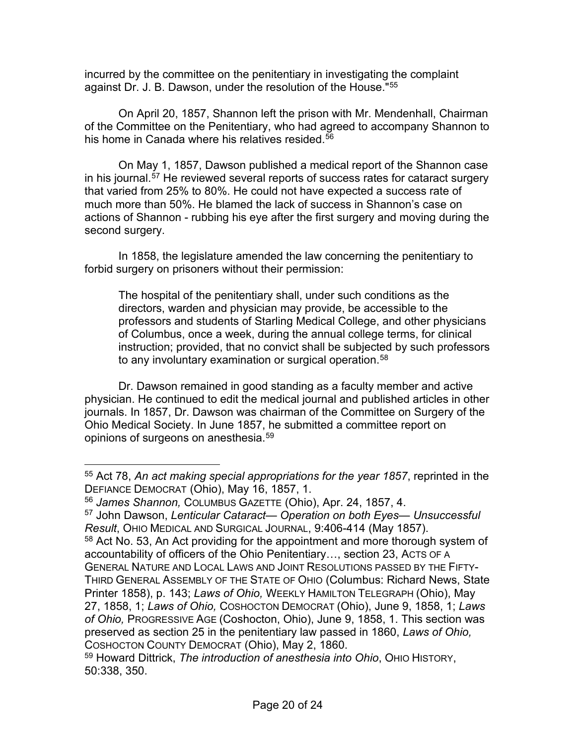incurred by the committee on the penitentiary in investigating the complaint against Dr. J. B. Dawson, under the resolution of the House."[55]

On April 20, 1857, Shannon left the prison with Mr. Mendenhall, Chairman of the Committee on the Penitentiary, who had agreed to accompany Shannon to his home in Canada where his relatives resided.[56]

On May 1, 1857, Dawson published a medical report of the Shannon case in his journal.[57] He reviewed several reports of success rates for cataract surgery that varied from 25% to 80%. He could not have expected a success rate of much more than 50%. He blamed the lack of success in Shannon's case on actions of Shannon - rubbing his eye after the first surgery and moving during the second surgery.

In 1858, the legislature amended the law concerning the penitentiary to forbid surgery on prisoners without their permission:

> The hospital of the penitentiary shall, under such conditions as the directors, warden and physician may provide, be accessible to the professors and students of Starling Medical College, and other physicians of Columbus, once a week, during the annual college terms, for clinical instruction; provided, that no convict shall be subjected by such professors to any involuntary examination or surgical operation.[58]

Dr. Dawson remained in good standing as a faculty member and active physician. He continued to edit the medical journal and published articles in other journals. In 1857, Dr. Dawson was chairman of the Committee on Surgery of the Ohio Medical Society. In June 1857, he submitted a committee report on opinions of surgeons on anesthesia.[59]

---

[55] Act 78, *An act making special appropriations for the year 1857*, reprinted in the DEFIANCE DEMOCRAT (Ohio), May 16, 1857, 1.

[56] *James Shannon,* COLUMBUS GAZETTE (Ohio), Apr. 24, 1857, 4.

[57] John Dawson, *Lenticular Cataract— Operation on both Eyes— Unsuccessful Result*, OHIO MEDICAL AND SURGICAL JOURNAL, 9:406-414 (May 1857).

[58] Act No. 53, An Act providing for the appointment and more thorough system of accountability of officers of the Ohio Penitentiary…, section 23, ACTS OF A GENERAL NATURE AND LOCAL LAWS AND JOINT RESOLUTIONS PASSED BY THE FIFTY-THIRD GENERAL ASSEMBLY OF THE STATE OF OHIO (Columbus: Richard News, State Printer 1858), p. 143; *Laws of Ohio,* WEEKLY HAMILTON TELEGRAPH (Ohio), May 27, 1858, 1; *Laws of Ohio,* COSHOCTON DEMOCRAT (Ohio), June 9, 1858, 1; *Laws of Ohio,* PROGRESSIVE AGE (Coshocton, Ohio), June 9, 1858, 1. This section was preserved as section 25 in the penitentiary law passed in 1860, *Laws of Ohio,* COSHOCTON COUNTY DEMOCRAT (Ohio), May 2, 1860.

[59] Howard Dittrick, *The introduction of anesthesia into Ohio*, OHIO HISTORY, 50:338, 350.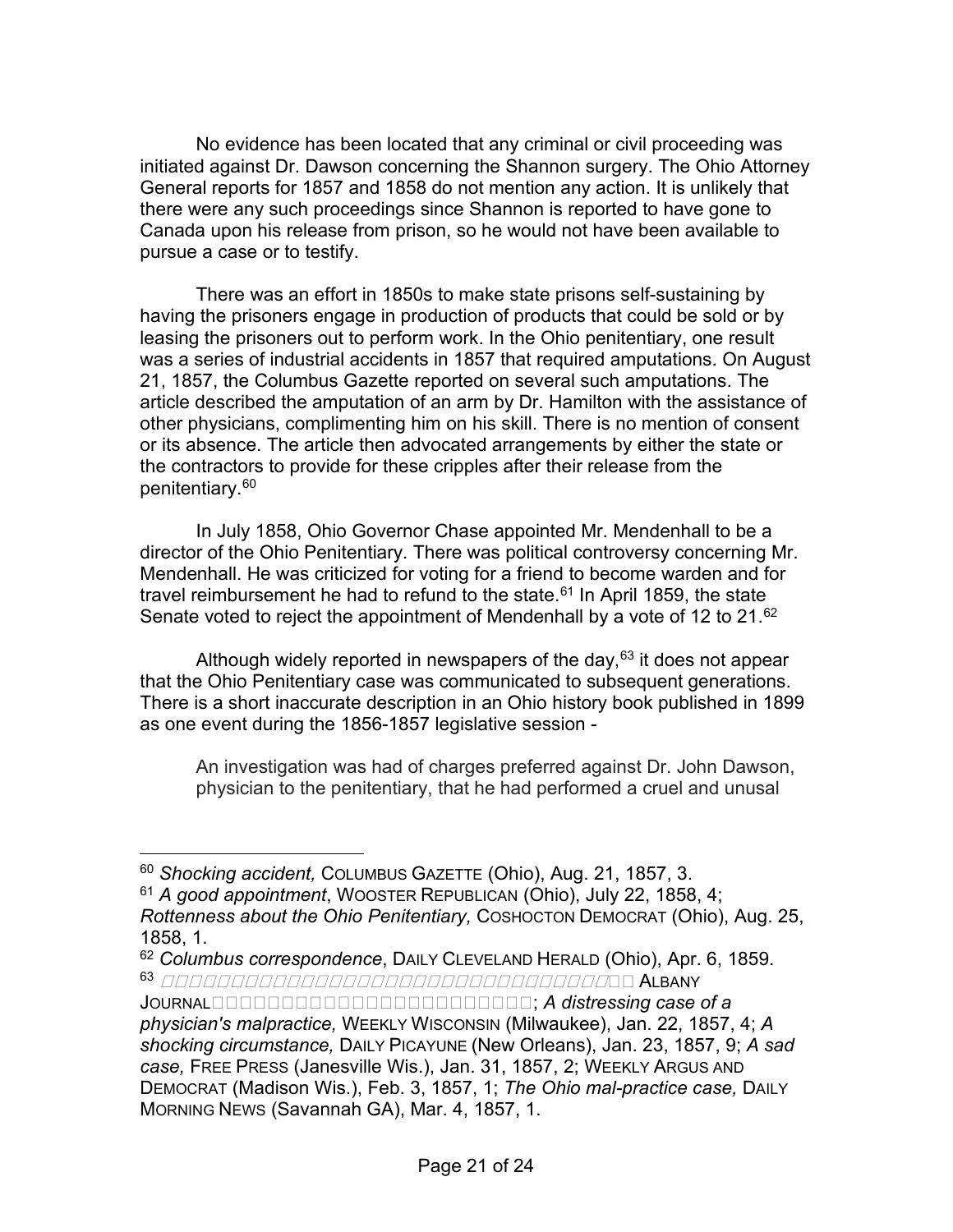No evidence has been located that any criminal or civil proceeding was initiated against Dr. Dawson concerning the Shannon surgery. The Ohio Attorney General reports for 1857 and 1858 do not mention any action. It is unlikely that there were any such proceedings since Shannon is reported to have gone to Canada upon his release from prison, so he would not have been available to pursue a case or to testify.

There was an effort in 1850s to make state prisons self-sustaining by having the prisoners engage in production of products that could be sold or by leasing the prisoners out to perform work. In the Ohio penitentiary, one result was a series of industrial accidents in 1857 that required amputations. On August 21, 1857, the Columbus Gazette reported on several such amputations. The article described the amputation of an arm by Dr. Hamilton with the assistance of other physicians, complimenting him on his skill. There is no mention of consent or its absence. The article then advocated arrangements by either the state or the contractors to provide for these cripples after their release from the penitentiary.[60]

In July 1858, Ohio Governor Chase appointed Mr. Mendenhall to be a director of the Ohio Penitentiary. There was political controversy concerning Mr. Mendenhall. He was criticized for voting for a friend to become warden and for travel reimbursement he had to refund to the state.[61] In April 1859, the state Senate voted to reject the appointment of Mendenhall by a vote of 12 to 21.[62]

Although widely reported in newspapers of the day,[63] it does not appear that the Ohio Penitentiary case was communicated to subsequent generations. There is a short inaccurate description in an Ohio history book published in 1899 as one event during the 1856-1857 legislative session -

> An investigation was had of charges preferred against Dr. John Dawson, physician to the penitentiary, that he had performed a cruel and unusal

---

[60] *Shocking accident,* COLUMBUS GAZETTE (Ohio), Aug. 21, 1857, 3.

[61] *A good appointment*, WOOSTER REPUBLICAN (Ohio), July 22, 1858, 4; *Rottenness about the Ohio Penitentiary,* COSHOCTON DEMOCRAT (Ohio), Aug. 25, 1858, 1.

[62] *Columbus correspondence*, DAILY CLEVELAND HERALD (Ohio), Apr. 6, 1859.

[63] ALBANY JOURNAL; *A distressing case of a physician's malpractice,* WEEKLY WISCONSIN (Milwaukee), Jan. 22, 1857, 4; *A shocking circumstance,* DAILY PICAYUNE (New Orleans), Jan. 23, 1857, 9; *A sad case,* FREE PRESS (Janesville Wis.), Jan. 31, 1857, 2; WEEKLY ARGUS AND DEMOCRAT (Madison Wis.), Feb. 3, 1857, 1; *The Ohio mal-practice case,* DAILY MORNING NEWS (Savannah GA), Mar. 4, 1857, 1.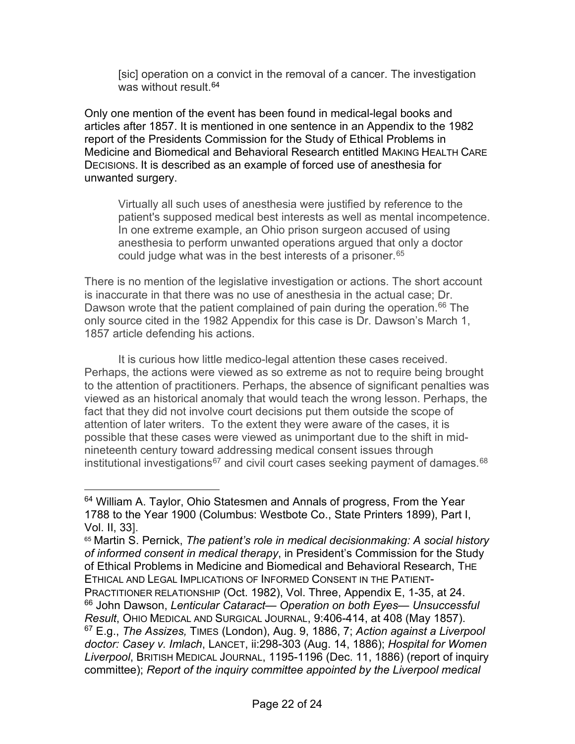> [sic] operation on a convict in the removal of a cancer. The investigation was without result.[64]

Only one mention of the event has been found in medical-legal books and articles after 1857. It is mentioned in one sentence in an Appendix to the 1982 report of the Presidents Commission for the Study of Ethical Problems in Medicine and Biomedical and Behavioral Research entitled MAKING HEALTH CARE DECISIONS. It is described as an example of forced use of anesthesia for unwanted surgery.

> Virtually all such uses of anesthesia were justified by reference to the patient's supposed medical best interests as well as mental incompetence. In one extreme example, an Ohio prison surgeon accused of using anesthesia to perform unwanted operations argued that only a doctor could judge what was in the best interests of a prisoner.[65]

There is no mention of the legislative investigation or actions. The short account is inaccurate in that there was no use of anesthesia in the actual case; Dr. Dawson wrote that the patient complained of pain during the operation.[66] The only source cited in the 1982 Appendix for this case is Dr. Dawson's March 1, 1857 article defending his actions.

It is curious how little medico-legal attention these cases received. Perhaps, the actions were viewed as so extreme as not to require being brought to the attention of practitioners. Perhaps, the absence of significant penalties was viewed as an historical anomaly that would teach the wrong lesson. Perhaps, the fact that they did not involve court decisions put them outside the scope of attention of later writers. To the extent they were aware of the cases, it is possible that these cases were viewed as unimportant due to the shift in mid-nineteenth century toward addressing medical consent issues through institutional investigations[67] and civil court cases seeking payment of damages.[68]

---

[64] William A. Taylor, Ohio Statesmen and Annals of progress, From the Year 1788 to the Year 1900 (Columbus: Westbote Co., State Printers 1899), Part I, Vol. II, 33].

[65] Martin S. Pernick, *The patient's role in medical decisionmaking: A social history of informed consent in medical therapy*, in President's Commission for the Study of Ethical Problems in Medicine and Biomedical and Behavioral Research, THE ETHICAL AND LEGAL IMPLICATIONS OF INFORMED CONSENT IN THE PATIENT-PRACTITIONER RELATIONSHIP (Oct. 1982), Vol. Three, Appendix E, 1-35, at 24.

[66] John Dawson, *Lenticular Cataract— Operation on both Eyes— Unsuccessful Result*, OHIO MEDICAL AND SURGICAL JOURNAL, 9:406-414, at 408 (May 1857).

[67] E.g., *The Assizes,* TIMES (London), Aug. 9, 1886, 7; *Action against a Liverpool doctor: Casey v. Imlach*, LANCET, ii:298-303 (Aug. 14, 1886); *Hospital for Women Liverpool*, BRITISH MEDICAL JOURNAL, 1195-1196 (Dec. 11, 1886) (report of inquiry committee); *Report of the inquiry committee appointed by the Liverpool medical*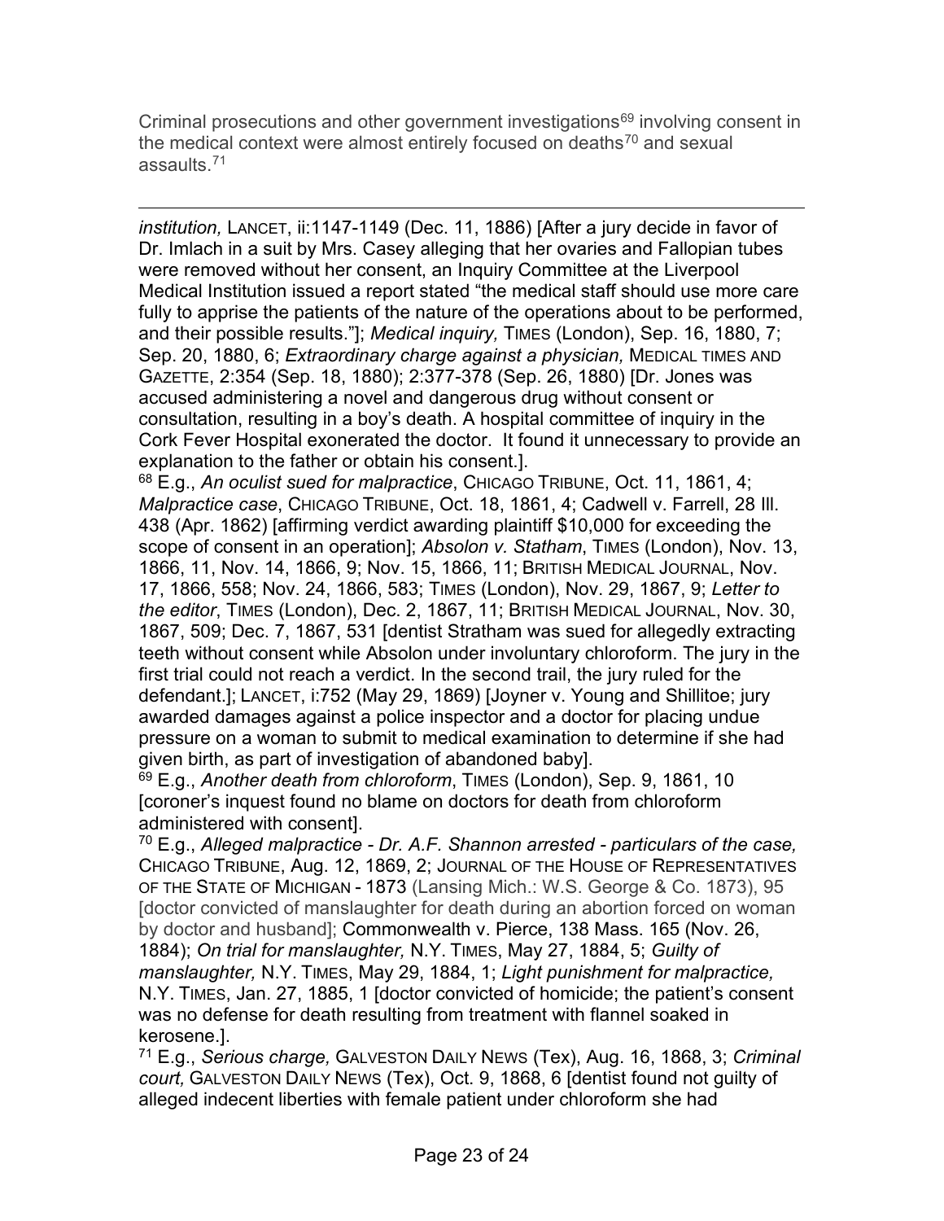Criminal prosecutions and other government investigations[69] involving consent in the medical context were almost entirely focused on deaths[70] and sexual assaults.[71]

---

*institution,* LANCET, ii:1147-1149 (Dec. 11, 1886) [After a jury decide in favor of Dr. Imlach in a suit by Mrs. Casey alleging that her ovaries and Fallopian tubes were removed without her consent, an Inquiry Committee at the Liverpool Medical Institution issued a report stated "the medical staff should use more care fully to apprise the patients of the nature of the operations about to be performed, and their possible results."]; *Medical inquiry,* TIMES (London), Sep. 16, 1880, 7; Sep. 20, 1880, 6; *Extraordinary charge against a physician,* MEDICAL TIMES AND GAZETTE, 2:354 (Sep. 18, 1880); 2:377-378 (Sep. 26, 1880) [Dr. Jones was accused administering a novel and dangerous drug without consent or consultation, resulting in a boy's death. A hospital committee of inquiry in the Cork Fever Hospital exonerated the doctor. It found it unnecessary to provide an explanation to the father or obtain his consent.].

[68] E.g., *An oculist sued for malpractice*, CHICAGO TRIBUNE, Oct. 11, 1861, 4; *Malpractice case*, CHICAGO TRIBUNE, Oct. 18, 1861, 4; Cadwell v. Farrell, 28 Ill. 438 (Apr. 1862) [affirming verdict awarding plaintiff $10,000 for exceeding the scope of consent in an operation]; *Absolon v. Statham*, TIMES (London), Nov. 13, 1866, 11, Nov. 14, 1866, 9; Nov. 15, 1866, 11; BRITISH MEDICAL JOURNAL, Nov. 17, 1866, 558; Nov. 24, 1866, 583; TIMES (London), Nov. 29, 1867, 9; *Letter to the editor*, TIMES (London), Dec. 2, 1867, 11; BRITISH MEDICAL JOURNAL, Nov. 30, 1867, 509; Dec. 7, 1867, 531 [dentist Stratham was sued for allegedly extracting teeth without consent while Absolon under involuntary chloroform. The jury in the first trial could not reach a verdict. In the second trail, the jury ruled for the defendant.]; LANCET, i:752 (May 29, 1869) [Joyner v. Young and Shillitoe; jury awarded damages against a police inspector and a doctor for placing undue pressure on a woman to submit to medical examination to determine if she had given birth, as part of investigation of abandoned baby].

[69] E.g., *Another death from chloroform*, TIMES (London), Sep. 9, 1861, 10 [coroner's inquest found no blame on doctors for death from chloroform administered with consent].

[70] E.g., *Alleged malpractice - Dr. A.F. Shannon arrested - particulars of the case,* CHICAGO TRIBUNE, Aug. 12, 1869, 2; JOURNAL OF THE HOUSE OF REPRESENTATIVES OF THE STATE OF MICHIGAN - 1873 (Lansing Mich.: W.S. George & Co. 1873), 95 [doctor convicted of manslaughter for death during an abortion forced on woman by doctor and husband]; Commonwealth v. Pierce, 138 Mass. 165 (Nov. 26, 1884); *On trial for manslaughter,* N.Y. TIMES, May 27, 1884, 5; *Guilty of manslaughter,* N.Y. TIMES, May 29, 1884, 1; *Light punishment for malpractice,* N.Y. TIMES, Jan. 27, 1885, 1 [doctor convicted of homicide; the patient's consent was no defense for death resulting from treatment with flannel soaked in kerosene.].

[71] E.g., *Serious charge,* GALVESTON DAILY NEWS (Tex), Aug. 16, 1868, 3; *Criminal court,* GALVESTON DAILY NEWS (Tex), Oct. 9, 1868, 6 [dentist found not guilty of alleged indecent liberties with female patient under chloroform she had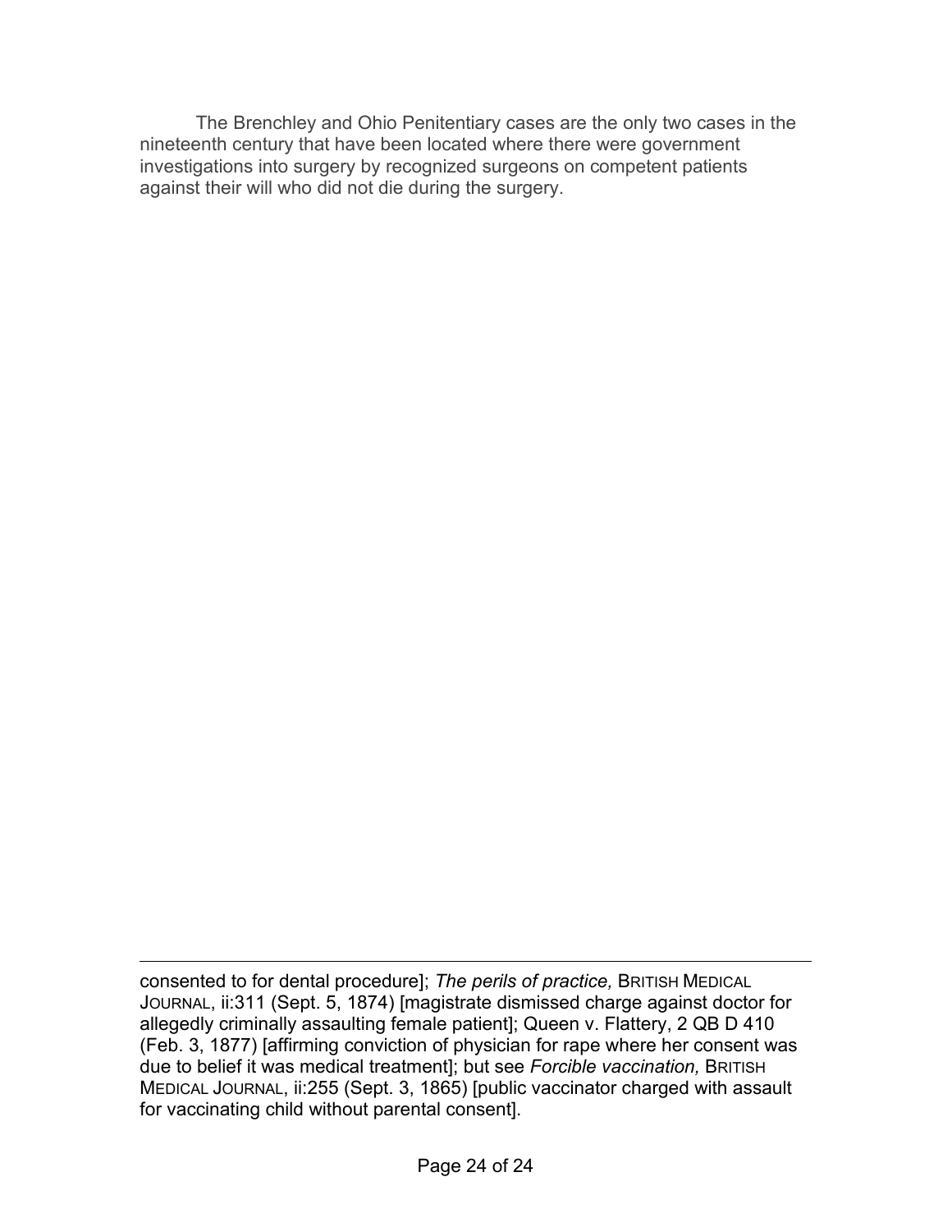The Brenchley and Ohio Penitentiary cases are the only two cases in the nineteenth century that have been located where there were government investigations into surgery by recognized surgeons on competent patients against their will who did not die during the surgery.

---

consented to for dental procedure]; *The perils of practice,* BRITISH MEDICAL JOURNAL, ii:311 (Sept. 5, 1874) [magistrate dismissed charge against doctor for allegedly criminally assaulting female patient]; Queen v. Flattery, 2 QB D 410 (Feb. 3, 1877) [affirming conviction of physician for rape where her consent was due to belief it was medical treatment]; but see *Forcible vaccination,* BRITISH MEDICAL JOURNAL, ii:255 (Sept. 3, 1865) [public vaccinator charged with assault for vaccinating child without parental consent].